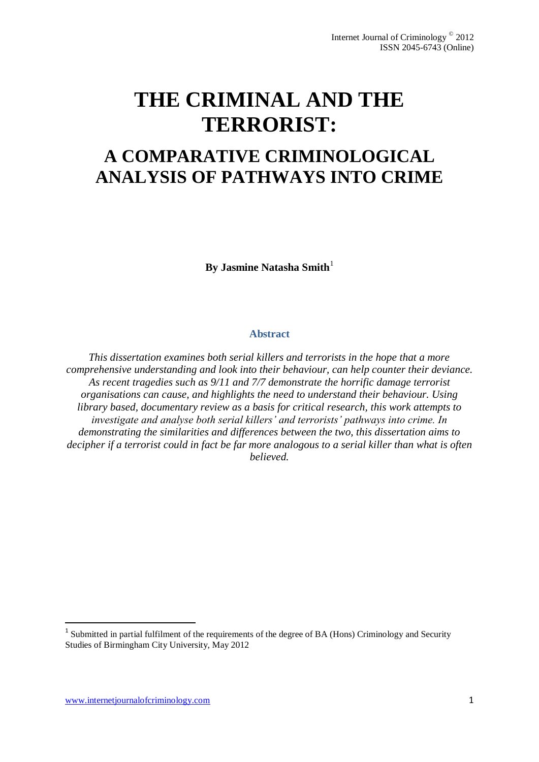# THE CRIMINAL AND THE TERRORIST:

## A COMPARATIVE CRIMINOLOGICAL ANALYSIS OF PATHWAYS INTO CRIME

**By Jasmine Natasha Smith**[1]

### Abstract

*This dissertation examines both serial killers and terrorists in the hope that a more comprehensive understanding and look into their behaviour, can help counter their deviance. As recent tragedies such as 9/11 and 7/7 demonstrate the horrific damage terrorist organisations can cause, and highlights the need to understand their behaviour. Using library based, documentary review as a basis for critical research, this work attempts to investigate and analyse both serial killers' and terrorists' pathways into crime. In demonstrating the similarities and differences between the two, this dissertation aims to decipher if a terrorist could in fact be far more analogous to a serial killer than what is often believed.*

---

[1] Submitted in partial fulfilment of the requirements of the degree of BA (Hons) Criminology and Security Studies of Birmingham City University, May 2012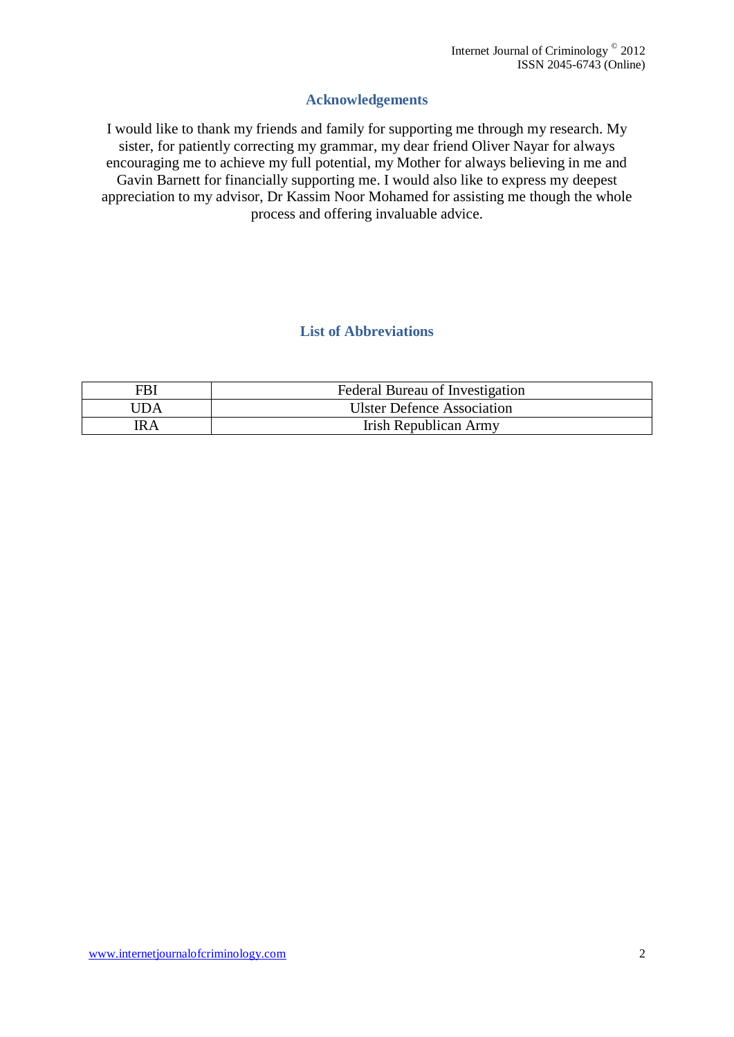## Acknowledgements

I would like to thank my friends and family for supporting me through my research. My sister, for patiently correcting my grammar, my dear friend Oliver Nayar for always encouraging me to achieve my full potential, my Mother for always believing in me and Gavin Barnett for financially supporting me. I would also like to express my deepest appreciation to my advisor, Dr Kassim Noor Mohamed for assisting me though the whole process and offering invaluable advice.

## List of Abbreviations

| | |
|---|---|
| FBI | Federal Bureau of Investigation |
| UDA | Ulster Defence Association |
| IRA | Irish Republican Army |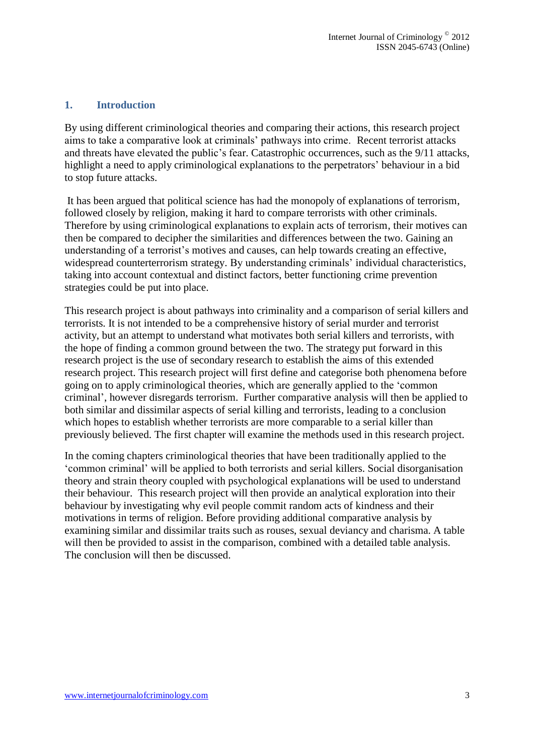## 1. Introduction

By using different criminological theories and comparing their actions, this research project aims to take a comparative look at criminals' pathways into crime. Recent terrorist attacks and threats have elevated the public's fear. Catastrophic occurrences, such as the 9/11 attacks, highlight a need to apply criminological explanations to the perpetrators' behaviour in a bid to stop future attacks.

It has been argued that political science has had the monopoly of explanations of terrorism, followed closely by religion, making it hard to compare terrorists with other criminals. Therefore by using criminological explanations to explain acts of terrorism, their motives can then be compared to decipher the similarities and differences between the two. Gaining an understanding of a terrorist's motives and causes, can help towards creating an effective, widespread counterterrorism strategy. By understanding criminals' individual characteristics, taking into account contextual and distinct factors, better functioning crime prevention strategies could be put into place.

This research project is about pathways into criminality and a comparison of serial killers and terrorists. It is not intended to be a comprehensive history of serial murder and terrorist activity, but an attempt to understand what motivates both serial killers and terrorists, with the hope of finding a common ground between the two. The strategy put forward in this research project is the use of secondary research to establish the aims of this extended research project. This research project will first define and categorise both phenomena before going on to apply criminological theories, which are generally applied to the 'common criminal', however disregards terrorism. Further comparative analysis will then be applied to both similar and dissimilar aspects of serial killing and terrorists, leading to a conclusion which hopes to establish whether terrorists are more comparable to a serial killer than previously believed. The first chapter will examine the methods used in this research project.

In the coming chapters criminological theories that have been traditionally applied to the 'common criminal' will be applied to both terrorists and serial killers. Social disorganisation theory and strain theory coupled with psychological explanations will be used to understand their behaviour. This research project will then provide an analytical exploration into their behaviour by investigating why evil people commit random acts of kindness and their motivations in terms of religion. Before providing additional comparative analysis by examining similar and dissimilar traits such as rouses, sexual deviancy and charisma. A table will then be provided to assist in the comparison, combined with a detailed table analysis. The conclusion will then be discussed.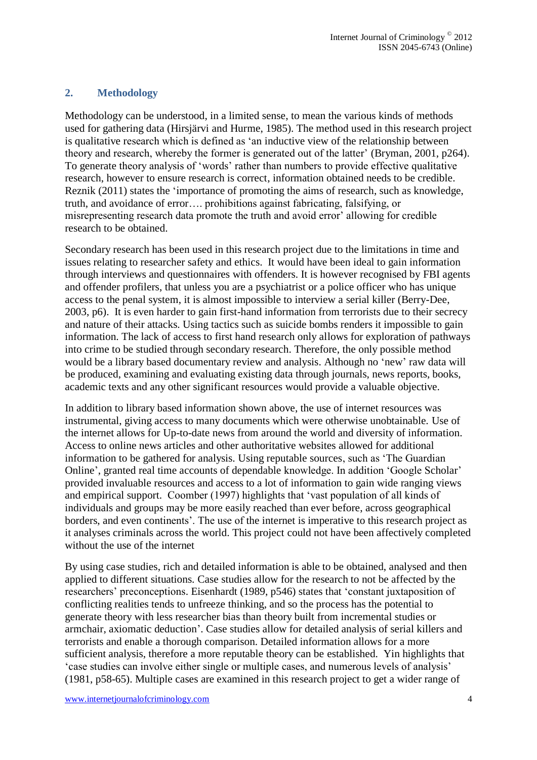## 2. Methodology

Methodology can be understood, in a limited sense, to mean the various kinds of methods used for gathering data (Hirsjärvi and Hurme, 1985). The method used in this research project is qualitative research which is defined as 'an inductive view of the relationship between theory and research, whereby the former is generated out of the latter' (Bryman, 2001, p264). To generate theory analysis of 'words' rather than numbers to provide effective qualitative research, however to ensure research is correct, information obtained needs to be credible. Reznik (2011) states the 'importance of promoting the aims of research, such as knowledge, truth, and avoidance of error…. prohibitions against fabricating, falsifying, or misrepresenting research data promote the truth and avoid error' allowing for credible research to be obtained.

Secondary research has been used in this research project due to the limitations in time and issues relating to researcher safety and ethics. It would have been ideal to gain information through interviews and questionnaires with offenders. It is however recognised by FBI agents and offender profilers, that unless you are a psychiatrist or a police officer who has unique access to the penal system, it is almost impossible to interview a serial killer (Berry-Dee, 2003, p6). It is even harder to gain first-hand information from terrorists due to their secrecy and nature of their attacks. Using tactics such as suicide bombs renders it impossible to gain information. The lack of access to first hand research only allows for exploration of pathways into crime to be studied through secondary research. Therefore, the only possible method would be a library based documentary review and analysis. Although no 'new' raw data will be produced, examining and evaluating existing data through journals, news reports, books, academic texts and any other significant resources would provide a valuable objective.

In addition to library based information shown above, the use of internet resources was instrumental, giving access to many documents which were otherwise unobtainable. Use of the internet allows for Up-to-date news from around the world and diversity of information. Access to online news articles and other authoritative websites allowed for additional information to be gathered for analysis. Using reputable sources, such as 'The Guardian Online', granted real time accounts of dependable knowledge. In addition 'Google Scholar' provided invaluable resources and access to a lot of information to gain wide ranging views and empirical support. Coomber (1997) highlights that 'vast population of all kinds of individuals and groups may be more easily reached than ever before, across geographical borders, and even continents'. The use of the internet is imperative to this research project as it analyses criminals across the world. This project could not have been affectively completed without the use of the internet

By using case studies, rich and detailed information is able to be obtained, analysed and then applied to different situations. Case studies allow for the research to not be affected by the researchers' preconceptions. Eisenhardt (1989, p546) states that 'constant juxtaposition of conflicting realities tends to unfreeze thinking, and so the process has the potential to generate theory with less researcher bias than theory built from incremental studies or armchair, axiomatic deduction'. Case studies allow for detailed analysis of serial killers and terrorists and enable a thorough comparison. Detailed information allows for a more sufficient analysis, therefore a more reputable theory can be established. Yin highlights that 'case studies can involve either single or multiple cases, and numerous levels of analysis' (1981, p58-65). Multiple cases are examined in this research project to get a wider range of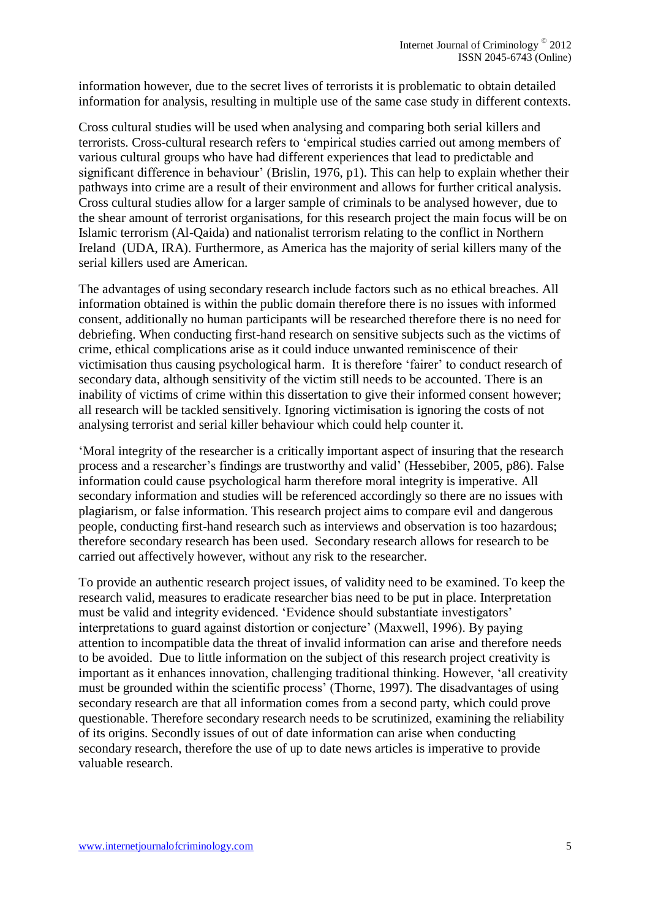information however, due to the secret lives of terrorists it is problematic to obtain detailed information for analysis, resulting in multiple use of the same case study in different contexts.

Cross cultural studies will be used when analysing and comparing both serial killers and terrorists. Cross-cultural research refers to 'empirical studies carried out among members of various cultural groups who have had different experiences that lead to predictable and significant difference in behaviour' (Brislin, 1976, p1). This can help to explain whether their pathways into crime are a result of their environment and allows for further critical analysis. Cross cultural studies allow for a larger sample of criminals to be analysed however, due to the shear amount of terrorist organisations, for this research project the main focus will be on Islamic terrorism (Al-Qaida) and nationalist terrorism relating to the conflict in Northern Ireland (UDA, IRA). Furthermore, as America has the majority of serial killers many of the serial killers used are American.

The advantages of using secondary research include factors such as no ethical breaches. All information obtained is within the public domain therefore there is no issues with informed consent, additionally no human participants will be researched therefore there is no need for debriefing. When conducting first-hand research on sensitive subjects such as the victims of crime, ethical complications arise as it could induce unwanted reminiscence of their victimisation thus causing psychological harm. It is therefore 'fairer' to conduct research of secondary data, although sensitivity of the victim still needs to be accounted. There is an inability of victims of crime within this dissertation to give their informed consent however; all research will be tackled sensitively. Ignoring victimisation is ignoring the costs of not analysing terrorist and serial killer behaviour which could help counter it.

'Moral integrity of the researcher is a critically important aspect of insuring that the research process and a researcher's findings are trustworthy and valid' (Hessebiber, 2005, p86). False information could cause psychological harm therefore moral integrity is imperative. All secondary information and studies will be referenced accordingly so there are no issues with plagiarism, or false information. This research project aims to compare evil and dangerous people, conducting first-hand research such as interviews and observation is too hazardous; therefore secondary research has been used. Secondary research allows for research to be carried out affectively however, without any risk to the researcher.

To provide an authentic research project issues, of validity need to be examined. To keep the research valid, measures to eradicate researcher bias need to be put in place. Interpretation must be valid and integrity evidenced. 'Evidence should substantiate investigators' interpretations to guard against distortion or conjecture' (Maxwell, 1996). By paying attention to incompatible data the threat of invalid information can arise and therefore needs to be avoided. Due to little information on the subject of this research project creativity is important as it enhances innovation, challenging traditional thinking. However, 'all creativity must be grounded within the scientific process' (Thorne, 1997). The disadvantages of using secondary research are that all information comes from a second party, which could prove questionable. Therefore secondary research needs to be scrutinized, examining the reliability of its origins. Secondly issues of out of date information can arise when conducting secondary research, therefore the use of up to date news articles is imperative to provide valuable research.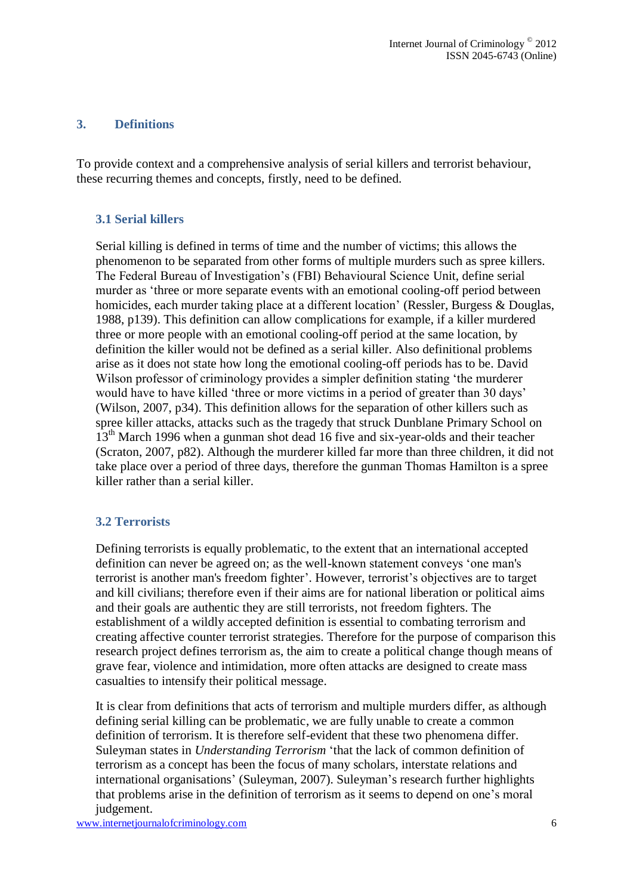## 3. Definitions

To provide context and a comprehensive analysis of serial killers and terrorist behaviour, these recurring themes and concepts, firstly, need to be defined.

### 3.1 Serial killers

Serial killing is defined in terms of time and the number of victims; this allows the phenomenon to be separated from other forms of multiple murders such as spree killers. The Federal Bureau of Investigation's (FBI) Behavioural Science Unit, define serial murder as 'three or more separate events with an emotional cooling-off period between homicides, each murder taking place at a different location' (Ressler, Burgess & Douglas, 1988, p139). This definition can allow complications for example, if a killer murdered three or more people with an emotional cooling-off period at the same location, by definition the killer would not be defined as a serial killer. Also definitional problems arise as it does not state how long the emotional cooling-off periods has to be. David Wilson professor of criminology provides a simpler definition stating 'the murderer would have to have killed 'three or more victims in a period of greater than 30 days' (Wilson, 2007, p34). This definition allows for the separation of other killers such as spree killer attacks, attacks such as the tragedy that struck Dunblane Primary School on 13th March 1996 when a gunman shot dead 16 five and six-year-olds and their teacher (Scraton, 2007, p82). Although the murderer killed far more than three children, it did not take place over a period of three days, therefore the gunman Thomas Hamilton is a spree killer rather than a serial killer.

### 3.2 Terrorists

Defining terrorists is equally problematic, to the extent that an international accepted definition can never be agreed on; as the well-known statement conveys 'one man's terrorist is another man's freedom fighter'. However, terrorist's objectives are to target and kill civilians; therefore even if their aims are for national liberation or political aims and their goals are authentic they are still terrorists, not freedom fighters. The establishment of a wildly accepted definition is essential to combating terrorism and creating affective counter terrorist strategies. Therefore for the purpose of comparison this research project defines terrorism as, the aim to create a political change though means of grave fear, violence and intimidation, more often attacks are designed to create mass casualties to intensify their political message.

It is clear from definitions that acts of terrorism and multiple murders differ, as although defining serial killing can be problematic, we are fully unable to create a common definition of terrorism. It is therefore self-evident that these two phenomena differ. Suleyman states in *Understanding Terrorism* 'that the lack of common definition of terrorism as a concept has been the focus of many scholars, interstate relations and international organisations' (Suleyman, 2007). Suleyman's research further highlights that problems arise in the definition of terrorism as it seems to depend on one's moral judgement.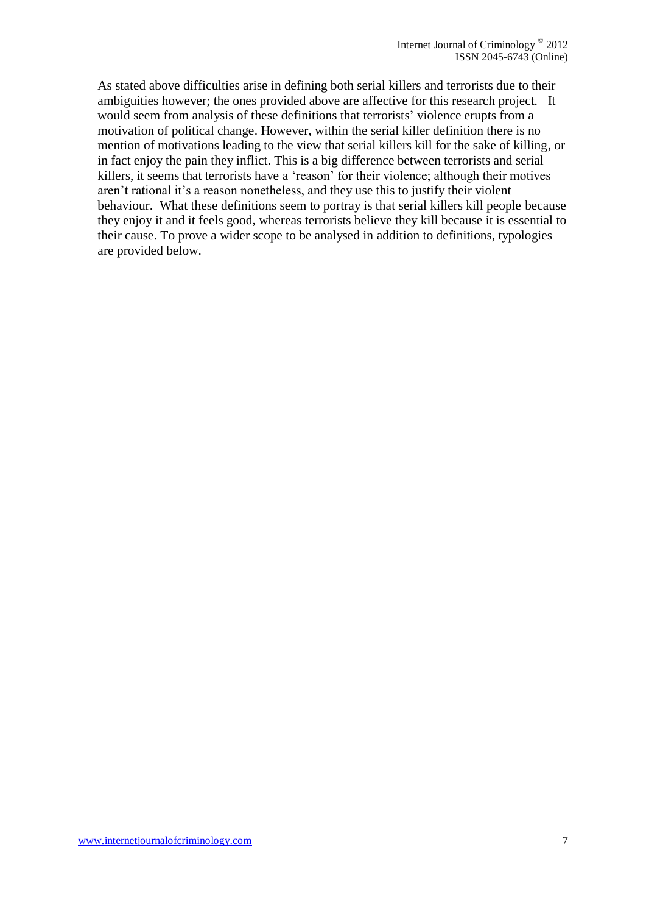As stated above difficulties arise in defining both serial killers and terrorists due to their ambiguities however; the ones provided above are affective for this research project. It would seem from analysis of these definitions that terrorists' violence erupts from a motivation of political change. However, within the serial killer definition there is no mention of motivations leading to the view that serial killers kill for the sake of killing, or in fact enjoy the pain they inflict. This is a big difference between terrorists and serial killers, it seems that terrorists have a 'reason' for their violence; although their motives aren't rational it's a reason nonetheless, and they use this to justify their violent behaviour. What these definitions seem to portray is that serial killers kill people because they enjoy it and it feels good, whereas terrorists believe they kill because it is essential to their cause. To prove a wider scope to be analysed in addition to definitions, typologies are provided below.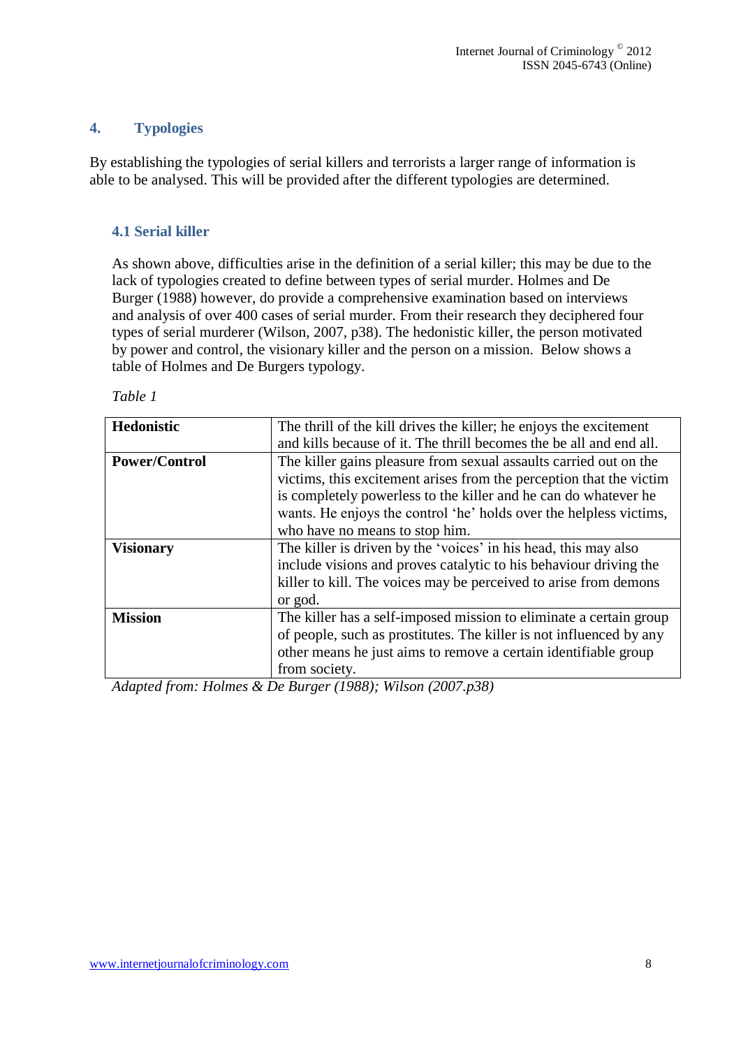## 4. Typologies

By establishing the typologies of serial killers and terrorists a larger range of information is able to be analysed. This will be provided after the different typologies are determined.

### 4.1 Serial killer

As shown above, difficulties arise in the definition of a serial killer; this may be due to the lack of typologies created to define between types of serial murder. Holmes and De Burger (1988) however, do provide a comprehensive examination based on interviews and analysis of over 400 cases of serial murder. From their research they deciphered four types of serial murderer (Wilson, 2007, p38). The hedonistic killer, the person motivated by power and control, the visionary killer and the person on a mission. Below shows a table of Holmes and De Burgers typology.

*Table 1*

| | |
|---|---|
| **Hedonistic** | The thrill of the kill drives the killer; he enjoys the excitement and kills because of it. The thrill becomes the be all and end all. |
| **Power/Control** | The killer gains pleasure from sexual assaults carried out on the victims, this excitement arises from the perception that the victim is completely powerless to the killer and he can do whatever he wants. He enjoys the control 'he' holds over the helpless victims, who have no means to stop him. |
| **Visionary** | The killer is driven by the 'voices' in his head, this may also include visions and proves catalytic to his behaviour driving the killer to kill. The voices may be perceived to arise from demons or god. |
| **Mission** | The killer has a self-imposed mission to eliminate a certain group of people, such as prostitutes. The killer is not influenced by any other means he just aims to remove a certain identifiable group from society. |

*Adapted from: Holmes & De Burger (1988); Wilson (2007.p38)*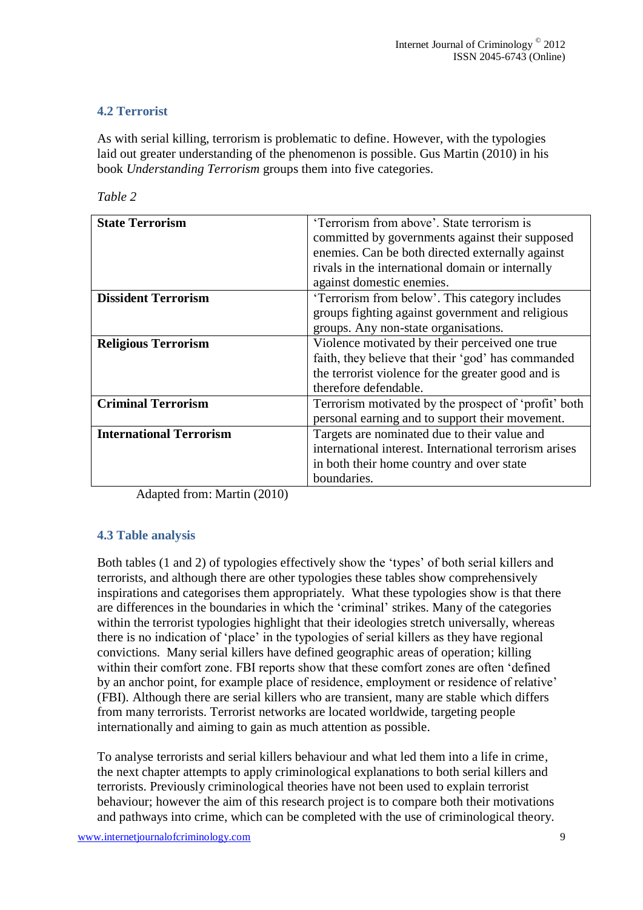### 4.2 Terrorist

As with serial killing, terrorism is problematic to define. However, with the typologies laid out greater understanding of the phenomenon is possible. Gus Martin (2010) in his book *Understanding Terrorism* groups them into five categories.

*Table 2*

| | |
|---|---|
| **State Terrorism** | 'Terrorism from above'. State terrorism is committed by governments against their supposed enemies. Can be both directed externally against rivals in the international domain or internally against domestic enemies. |
| **Dissident Terrorism** | 'Terrorism from below'. This category includes groups fighting against government and religious groups. Any non-state organisations. |
| **Religious Terrorism** | Violence motivated by their perceived one true faith, they believe that their 'god' has commanded the terrorist violence for the greater good and is therefore defendable. |
| **Criminal Terrorism** | Terrorism motivated by the prospect of 'profit' both personal earning and to support their movement. |
| **International Terrorism** | Targets are nominated due to their value and international interest. International terrorism arises in both their home country and over state boundaries. |

Adapted from: Martin (2010)

### 4.3 Table analysis

Both tables (1 and 2) of typologies effectively show the 'types' of both serial killers and terrorists, and although there are other typologies these tables show comprehensively inspirations and categorises them appropriately. What these typologies show is that there are differences in the boundaries in which the 'criminal' strikes. Many of the categories within the terrorist typologies highlight that their ideologies stretch universally, whereas there is no indication of 'place' in the typologies of serial killers as they have regional convictions. Many serial killers have defined geographic areas of operation; killing within their comfort zone. FBI reports show that these comfort zones are often 'defined by an anchor point, for example place of residence, employment or residence of relative' (FBI). Although there are serial killers who are transient, many are stable which differs from many terrorists. Terrorist networks are located worldwide, targeting people internationally and aiming to gain as much attention as possible.

To analyse terrorists and serial killers behaviour and what led them into a life in crime, the next chapter attempts to apply criminological explanations to both serial killers and terrorists. Previously criminological theories have not been used to explain terrorist behaviour; however the aim of this research project is to compare both their motivations and pathways into crime, which can be completed with the use of criminological theory.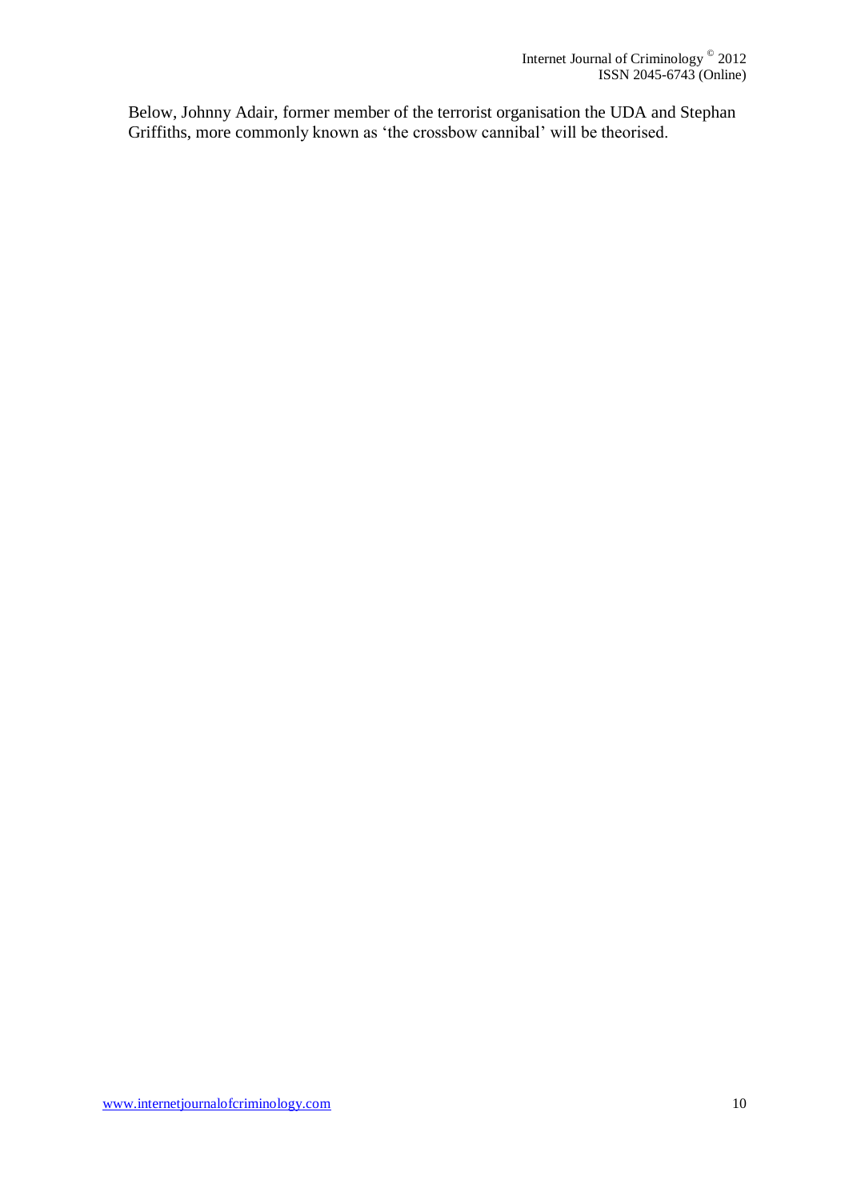Below, Johnny Adair, former member of the terrorist organisation the UDA and Stephan Griffiths, more commonly known as 'the crossbow cannibal' will be theorised.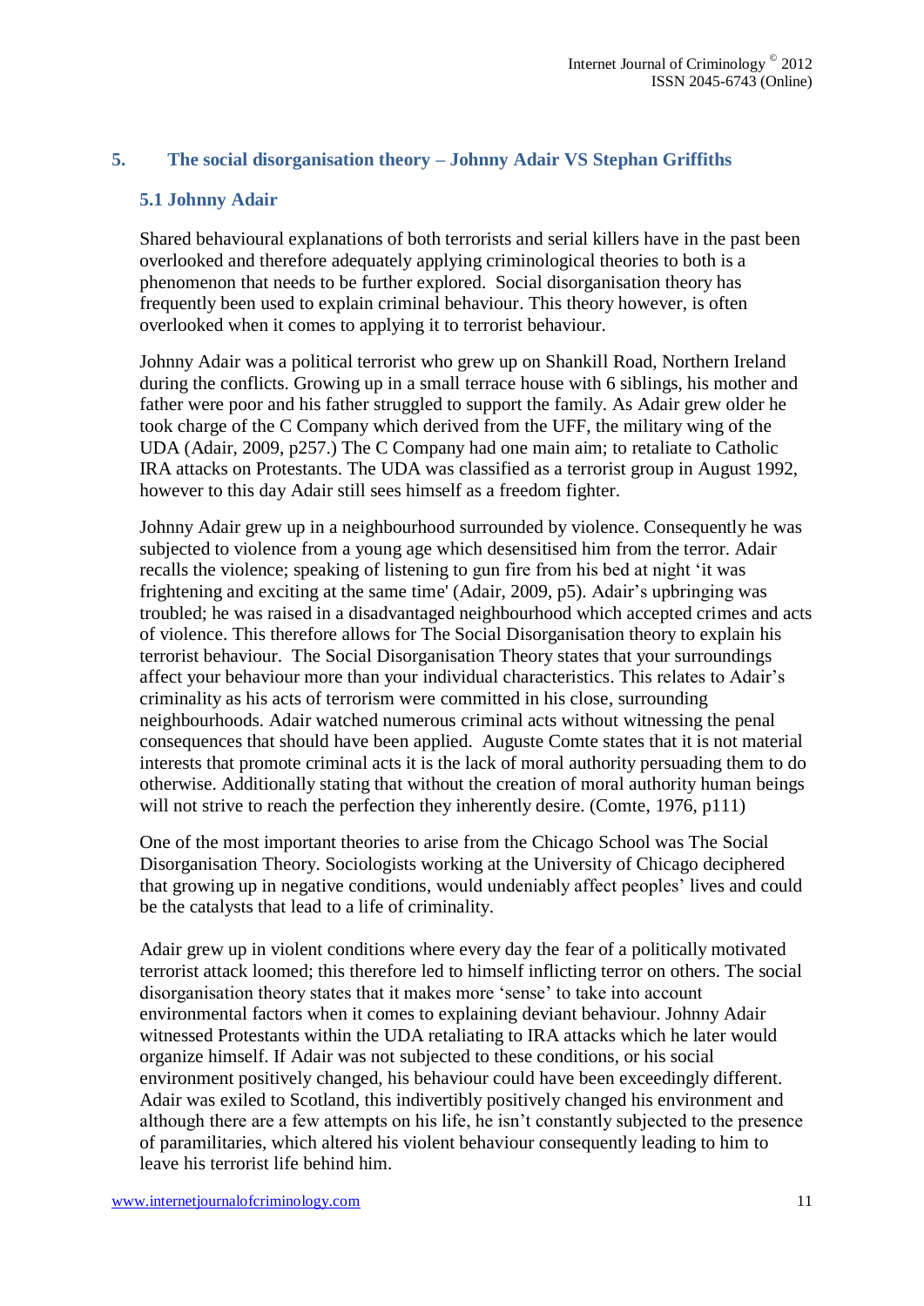## 5. The social disorganisation theory – Johnny Adair VS Stephan Griffiths

### 5.1 Johnny Adair

Shared behavioural explanations of both terrorists and serial killers have in the past been overlooked and therefore adequately applying criminological theories to both is a phenomenon that needs to be further explored. Social disorganisation theory has frequently been used to explain criminal behaviour. This theory however, is often overlooked when it comes to applying it to terrorist behaviour.

Johnny Adair was a political terrorist who grew up on Shankill Road, Northern Ireland during the conflicts. Growing up in a small terrace house with 6 siblings, his mother and father were poor and his father struggled to support the family. As Adair grew older he took charge of the C Company which derived from the UFF, the military wing of the UDA (Adair, 2009, p257.) The C Company had one main aim; to retaliate to Catholic IRA attacks on Protestants. The UDA was classified as a terrorist group in August 1992, however to this day Adair still sees himself as a freedom fighter.

Johnny Adair grew up in a neighbourhood surrounded by violence. Consequently he was subjected to violence from a young age which desensitised him from the terror. Adair recalls the violence; speaking of listening to gun fire from his bed at night 'it was frightening and exciting at the same time' (Adair, 2009, p5). Adair's upbringing was troubled; he was raised in a disadvantaged neighbourhood which accepted crimes and acts of violence. This therefore allows for The Social Disorganisation theory to explain his terrorist behaviour. The Social Disorganisation Theory states that your surroundings affect your behaviour more than your individual characteristics. This relates to Adair's criminality as his acts of terrorism were committed in his close, surrounding neighbourhoods. Adair watched numerous criminal acts without witnessing the penal consequences that should have been applied. Auguste Comte states that it is not material interests that promote criminal acts it is the lack of moral authority persuading them to do otherwise. Additionally stating that without the creation of moral authority human beings will not strive to reach the perfection they inherently desire. (Comte, 1976, p111)

One of the most important theories to arise from the Chicago School was The Social Disorganisation Theory. Sociologists working at the University of Chicago deciphered that growing up in negative conditions, would undeniably affect peoples' lives and could be the catalysts that lead to a life of criminality.

Adair grew up in violent conditions where every day the fear of a politically motivated terrorist attack loomed; this therefore led to himself inflicting terror on others. The social disorganisation theory states that it makes more 'sense' to take into account environmental factors when it comes to explaining deviant behaviour. Johnny Adair witnessed Protestants within the UDA retaliating to IRA attacks which he later would organize himself. If Adair was not subjected to these conditions, or his social environment positively changed, his behaviour could have been exceedingly different. Adair was exiled to Scotland, this indivertibly positively changed his environment and although there are a few attempts on his life, he isn't constantly subjected to the presence of paramilitaries, which altered his violent behaviour consequently leading to him to leave his terrorist life behind him.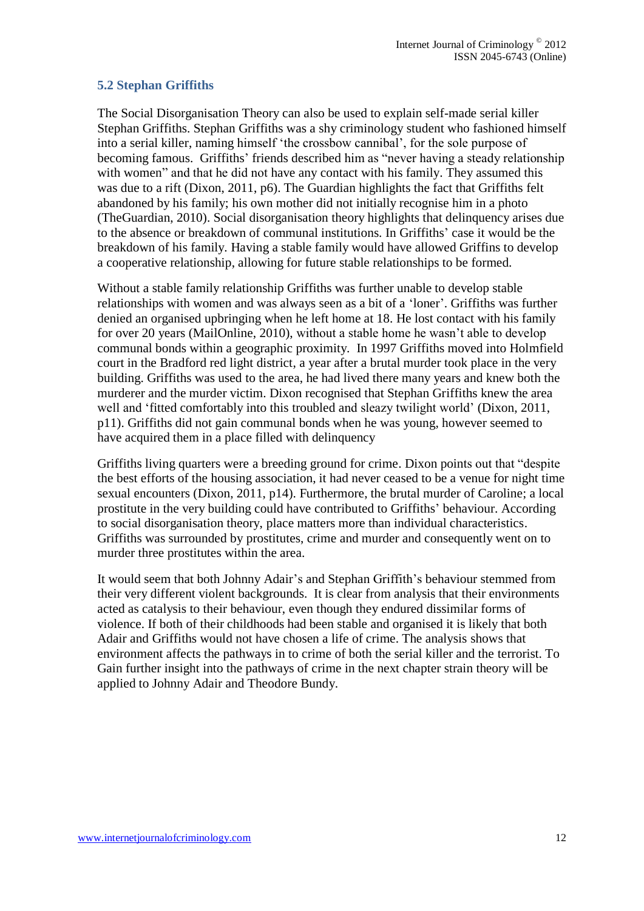### 5.2 Stephan Griffiths

The Social Disorganisation Theory can also be used to explain self-made serial killer Stephan Griffiths. Stephan Griffiths was a shy criminology student who fashioned himself into a serial killer, naming himself 'the crossbow cannibal', for the sole purpose of becoming famous. Griffiths' friends described him as "never having a steady relationship with women" and that he did not have any contact with his family. They assumed this was due to a rift (Dixon, 2011, p6). The Guardian highlights the fact that Griffiths felt abandoned by his family; his own mother did not initially recognise him in a photo (TheGuardian, 2010). Social disorganisation theory highlights that delinquency arises due to the absence or breakdown of communal institutions. In Griffiths' case it would be the breakdown of his family. Having a stable family would have allowed Griffins to develop a cooperative relationship, allowing for future stable relationships to be formed.

Without a stable family relationship Griffiths was further unable to develop stable relationships with women and was always seen as a bit of a 'loner'. Griffiths was further denied an organised upbringing when he left home at 18. He lost contact with his family for over 20 years (MailOnline, 2010), without a stable home he wasn't able to develop communal bonds within a geographic proximity. In 1997 Griffiths moved into Holmfield court in the Bradford red light district, a year after a brutal murder took place in the very building. Griffiths was used to the area, he had lived there many years and knew both the murderer and the murder victim. Dixon recognised that Stephan Griffiths knew the area well and 'fitted comfortably into this troubled and sleazy twilight world' (Dixon, 2011, p11). Griffiths did not gain communal bonds when he was young, however seemed to have acquired them in a place filled with delinquency

Griffiths living quarters were a breeding ground for crime. Dixon points out that "despite the best efforts of the housing association, it had never ceased to be a venue for night time sexual encounters (Dixon, 2011, p14). Furthermore, the brutal murder of Caroline; a local prostitute in the very building could have contributed to Griffiths' behaviour. According to social disorganisation theory, place matters more than individual characteristics. Griffiths was surrounded by prostitutes, crime and murder and consequently went on to murder three prostitutes within the area.

It would seem that both Johnny Adair's and Stephan Griffith's behaviour stemmed from their very different violent backgrounds. It is clear from analysis that their environments acted as catalysis to their behaviour, even though they endured dissimilar forms of violence. If both of their childhoods had been stable and organised it is likely that both Adair and Griffiths would not have chosen a life of crime. The analysis shows that environment affects the pathways in to crime of both the serial killer and the terrorist. To Gain further insight into the pathways of crime in the next chapter strain theory will be applied to Johnny Adair and Theodore Bundy.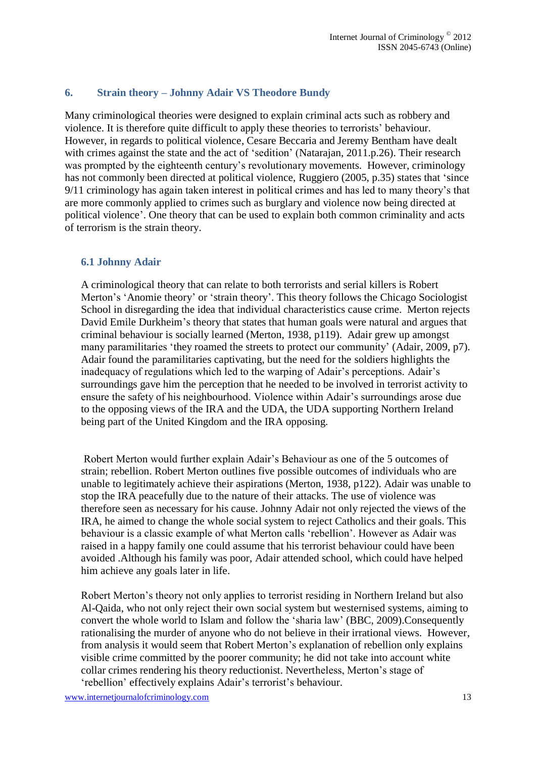## 6. Strain theory – Johnny Adair VS Theodore Bundy

Many criminological theories were designed to explain criminal acts such as robbery and violence. It is therefore quite difficult to apply these theories to terrorists' behaviour. However, in regards to political violence, Cesare Beccaria and Jeremy Bentham have dealt with crimes against the state and the act of 'sedition' (Natarajan, 2011.p.26). Their research was prompted by the eighteenth century's revolutionary movements. However, criminology has not commonly been directed at political violence, Ruggiero (2005, p.35) states that 'since 9/11 criminology has again taken interest in political crimes and has led to many theory's that are more commonly applied to crimes such as burglary and violence now being directed at political violence'. One theory that can be used to explain both common criminality and acts of terrorism is the strain theory.

### 6.1 Johnny Adair

A criminological theory that can relate to both terrorists and serial killers is Robert Merton's 'Anomie theory' or 'strain theory'. This theory follows the Chicago Sociologist School in disregarding the idea that individual characteristics cause crime. Merton rejects David Emile Durkheim's theory that states that human goals were natural and argues that criminal behaviour is socially learned (Merton, 1938, p119). Adair grew up amongst many paramilitaries 'they roamed the streets to protect our community' (Adair, 2009, p7). Adair found the paramilitaries captivating, but the need for the soldiers highlights the inadequacy of regulations which led to the warping of Adair's perceptions. Adair's surroundings gave him the perception that he needed to be involved in terrorist activity to ensure the safety of his neighbourhood. Violence within Adair's surroundings arose due to the opposing views of the IRA and the UDA, the UDA supporting Northern Ireland being part of the United Kingdom and the IRA opposing.

Robert Merton would further explain Adair's Behaviour as one of the 5 outcomes of strain; rebellion. Robert Merton outlines five possible outcomes of individuals who are unable to legitimately achieve their aspirations (Merton, 1938, p122). Adair was unable to stop the IRA peacefully due to the nature of their attacks. The use of violence was therefore seen as necessary for his cause. Johnny Adair not only rejected the views of the IRA, he aimed to change the whole social system to reject Catholics and their goals. This behaviour is a classic example of what Merton calls 'rebellion'. However as Adair was raised in a happy family one could assume that his terrorist behaviour could have been avoided .Although his family was poor, Adair attended school, which could have helped him achieve any goals later in life.

Robert Merton's theory not only applies to terrorist residing in Northern Ireland but also Al-Qaida, who not only reject their own social system but westernised systems, aiming to convert the whole world to Islam and follow the 'sharia law' (BBC, 2009).Consequently rationalising the murder of anyone who do not believe in their irrational views. However, from analysis it would seem that Robert Merton's explanation of rebellion only explains visible crime committed by the poorer community; he did not take into account white collar crimes rendering his theory reductionist. Nevertheless, Merton's stage of 'rebellion' effectively explains Adair's terrorist's behaviour.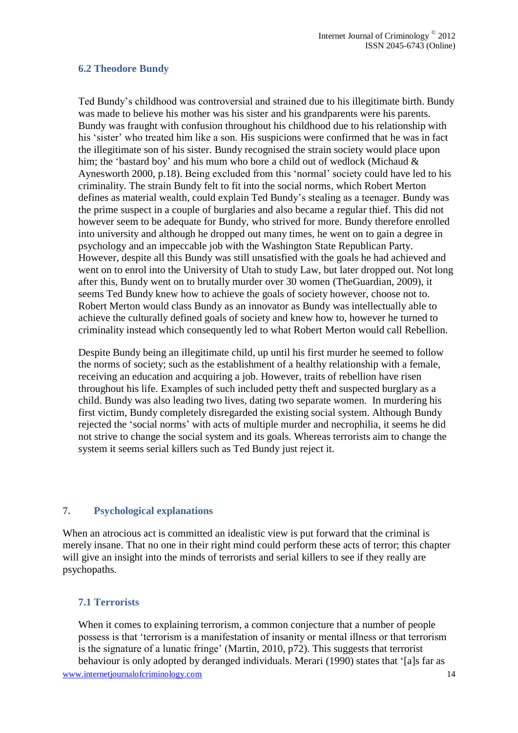### 6.2 Theodore Bundy

Ted Bundy's childhood was controversial and strained due to his illegitimate birth. Bundy was made to believe his mother was his sister and his grandparents were his parents. Bundy was fraught with confusion throughout his childhood due to his relationship with his 'sister' who treated him like a son. His suspicions were confirmed that he was in fact the illegitimate son of his sister. Bundy recognised the strain society would place upon him; the 'bastard boy' and his mum who bore a child out of wedlock (Michaud & Aynesworth 2000, p.18). Being excluded from this 'normal' society could have led to his criminality. The strain Bundy felt to fit into the social norms, which Robert Merton defines as material wealth, could explain Ted Bundy's stealing as a teenager. Bundy was the prime suspect in a couple of burglaries and also became a regular thief. This did not however seem to be adequate for Bundy, who strived for more. Bundy therefore enrolled into university and although he dropped out many times, he went on to gain a degree in psychology and an impeccable job with the Washington State Republican Party. However, despite all this Bundy was still unsatisfied with the goals he had achieved and went on to enrol into the University of Utah to study Law, but later dropped out. Not long after this, Bundy went on to brutally murder over 30 women (TheGuardian, 2009), it seems Ted Bundy knew how to achieve the goals of society however, choose not to. Robert Merton would class Bundy as an innovator as Bundy was intellectually able to achieve the culturally defined goals of society and knew how to, however he turned to criminality instead which consequently led to what Robert Merton would call Rebellion.

Despite Bundy being an illegitimate child, up until his first murder he seemed to follow the norms of society; such as the establishment of a healthy relationship with a female, receiving an education and acquiring a job. However, traits of rebellion have risen throughout his life. Examples of such included petty theft and suspected burglary as a child. Bundy was also leading two lives, dating two separate women. In murdering his first victim, Bundy completely disregarded the existing social system. Although Bundy rejected the 'social norms' with acts of multiple murder and necrophilia, it seems he did not strive to change the social system and its goals. Whereas terrorists aim to change the system it seems serial killers such as Ted Bundy just reject it.

## 7. Psychological explanations

When an atrocious act is committed an idealistic view is put forward that the criminal is merely insane. That no one in their right mind could perform these acts of terror; this chapter will give an insight into the minds of terrorists and serial killers to see if they really are psychopaths.

### 7.1 Terrorists

When it comes to explaining terrorism, a common conjecture that a number of people possess is that 'terrorism is a manifestation of insanity or mental illness or that terrorism is the signature of a lunatic fringe' (Martin, 2010, p72). This suggests that terrorist behaviour is only adopted by deranged individuals. Merari (1990) states that '[a]s far as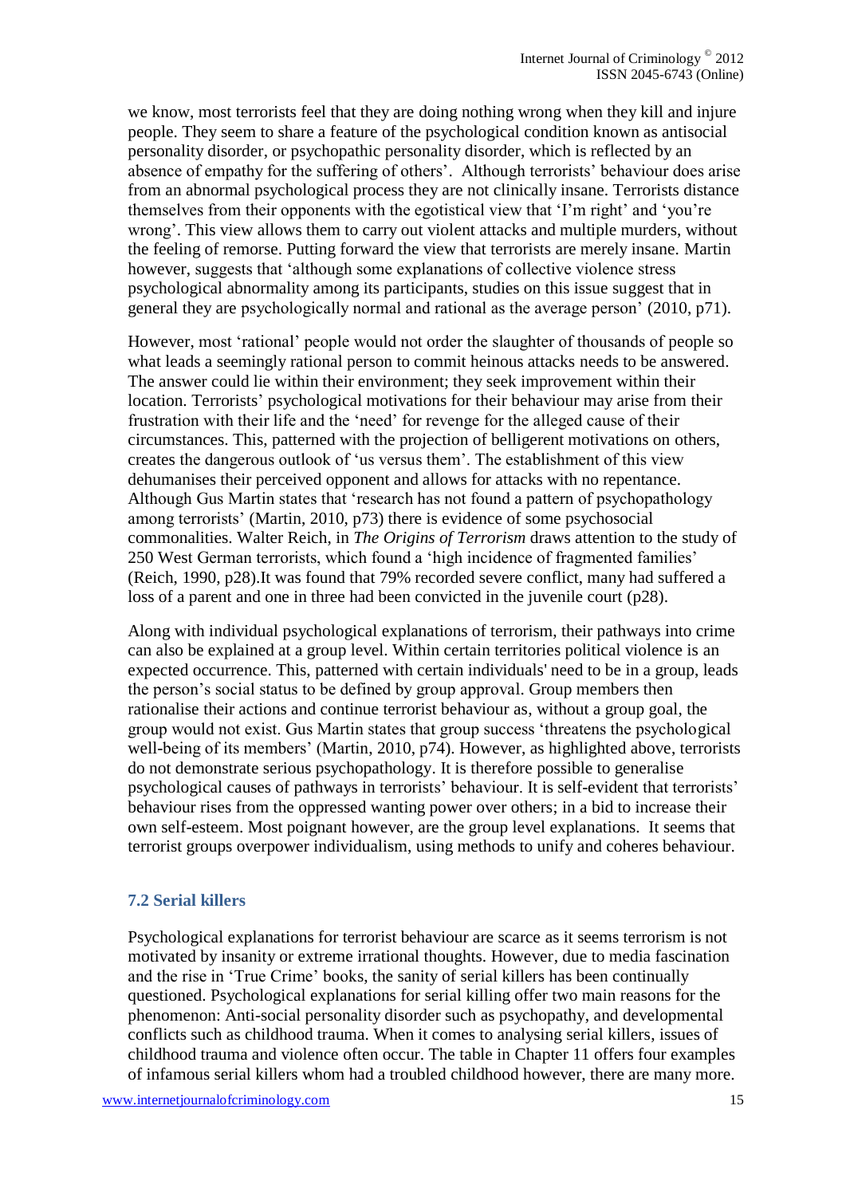we know, most terrorists feel that they are doing nothing wrong when they kill and injure people. They seem to share a feature of the psychological condition known as antisocial personality disorder, or psychopathic personality disorder, which is reflected by an absence of empathy for the suffering of others'. Although terrorists' behaviour does arise from an abnormal psychological process they are not clinically insane. Terrorists distance themselves from their opponents with the egotistical view that 'I'm right' and 'you're wrong'. This view allows them to carry out violent attacks and multiple murders, without the feeling of remorse. Putting forward the view that terrorists are merely insane. Martin however, suggests that 'although some explanations of collective violence stress psychological abnormality among its participants, studies on this issue suggest that in general they are psychologically normal and rational as the average person' (2010, p71).

However, most 'rational' people would not order the slaughter of thousands of people so what leads a seemingly rational person to commit heinous attacks needs to be answered. The answer could lie within their environment; they seek improvement within their location. Terrorists' psychological motivations for their behaviour may arise from their frustration with their life and the 'need' for revenge for the alleged cause of their circumstances. This, patterned with the projection of belligerent motivations on others, creates the dangerous outlook of 'us versus them'. The establishment of this view dehumanises their perceived opponent and allows for attacks with no repentance. Although Gus Martin states that 'research has not found a pattern of psychopathology among terrorists' (Martin, 2010, p73) there is evidence of some psychosocial commonalities. Walter Reich, in *The Origins of Terrorism* draws attention to the study of 250 West German terrorists, which found a 'high incidence of fragmented families' (Reich, 1990, p28).It was found that 79% recorded severe conflict, many had suffered a loss of a parent and one in three had been convicted in the juvenile court (p28).

Along with individual psychological explanations of terrorism, their pathways into crime can also be explained at a group level. Within certain territories political violence is an expected occurrence. This, patterned with certain individuals' need to be in a group, leads the person's social status to be defined by group approval. Group members then rationalise their actions and continue terrorist behaviour as, without a group goal, the group would not exist. Gus Martin states that group success 'threatens the psychological well-being of its members' (Martin, 2010, p74). However, as highlighted above, terrorists do not demonstrate serious psychopathology. It is therefore possible to generalise psychological causes of pathways in terrorists' behaviour. It is self-evident that terrorists' behaviour rises from the oppressed wanting power over others; in a bid to increase their own self-esteem. Most poignant however, are the group level explanations. It seems that terrorist groups overpower individualism, using methods to unify and coheres behaviour.

### 7.2 Serial killers

Psychological explanations for terrorist behaviour are scarce as it seems terrorism is not motivated by insanity or extreme irrational thoughts. However, due to media fascination and the rise in 'True Crime' books, the sanity of serial killers has been continually questioned. Psychological explanations for serial killing offer two main reasons for the phenomenon: Anti-social personality disorder such as psychopathy, and developmental conflicts such as childhood trauma. When it comes to analysing serial killers, issues of childhood trauma and violence often occur. The table in Chapter 11 offers four examples of infamous serial killers whom had a troubled childhood however, there are many more.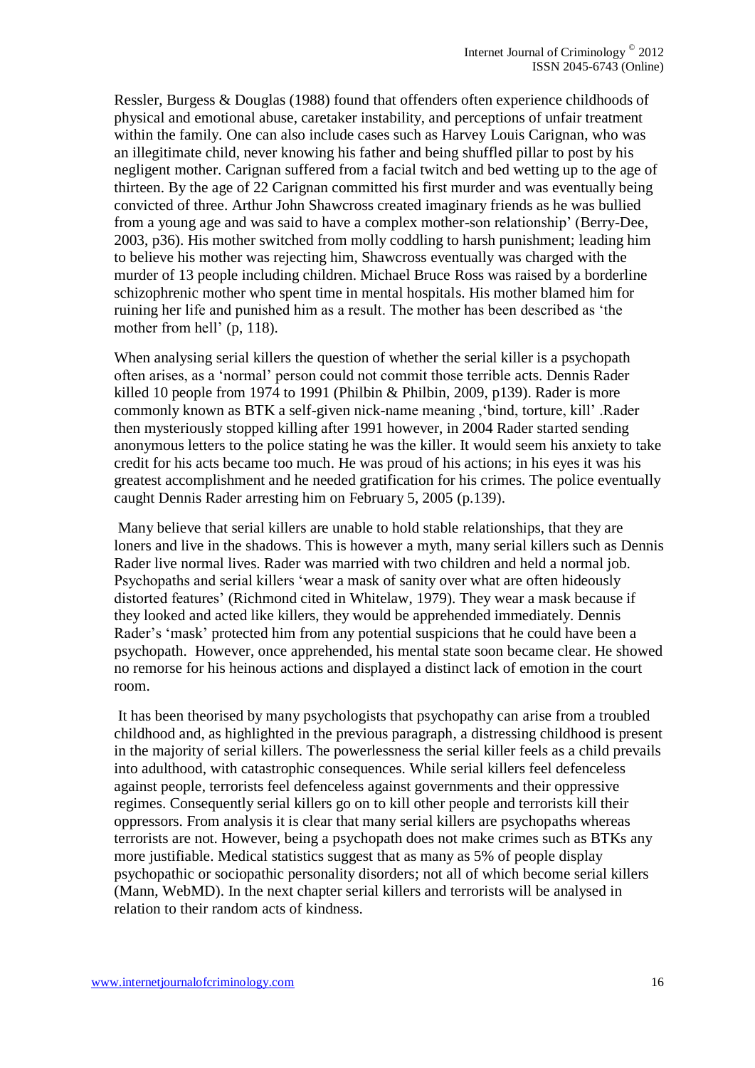Ressler, Burgess & Douglas (1988) found that offenders often experience childhoods of physical and emotional abuse, caretaker instability, and perceptions of unfair treatment within the family. One can also include cases such as Harvey Louis Carignan, who was an illegitimate child, never knowing his father and being shuffled pillar to post by his negligent mother. Carignan suffered from a facial twitch and bed wetting up to the age of thirteen. By the age of 22 Carignan committed his first murder and was eventually being convicted of three. Arthur John Shawcross created imaginary friends as he was bullied from a young age and was said to have a complex mother-son relationship' (Berry-Dee, 2003, p36). His mother switched from molly coddling to harsh punishment; leading him to believe his mother was rejecting him, Shawcross eventually was charged with the murder of 13 people including children. Michael Bruce Ross was raised by a borderline schizophrenic mother who spent time in mental hospitals. His mother blamed him for ruining her life and punished him as a result. The mother has been described as 'the mother from hell' (p, 118).

When analysing serial killers the question of whether the serial killer is a psychopath often arises, as a 'normal' person could not commit those terrible acts. Dennis Rader killed 10 people from 1974 to 1991 (Philbin & Philbin, 2009, p139). Rader is more commonly known as BTK a self-given nick-name meaning ,'bind, torture, kill' .Rader then mysteriously stopped killing after 1991 however, in 2004 Rader started sending anonymous letters to the police stating he was the killer. It would seem his anxiety to take credit for his acts became too much. He was proud of his actions; in his eyes it was his greatest accomplishment and he needed gratification for his crimes. The police eventually caught Dennis Rader arresting him on February 5, 2005 (p.139).

Many believe that serial killers are unable to hold stable relationships, that they are loners and live in the shadows. This is however a myth, many serial killers such as Dennis Rader live normal lives. Rader was married with two children and held a normal job. Psychopaths and serial killers 'wear a mask of sanity over what are often hideously distorted features' (Richmond cited in Whitelaw, 1979). They wear a mask because if they looked and acted like killers, they would be apprehended immediately. Dennis Rader's 'mask' protected him from any potential suspicions that he could have been a psychopath. However, once apprehended, his mental state soon became clear. He showed no remorse for his heinous actions and displayed a distinct lack of emotion in the court room.

It has been theorised by many psychologists that psychopathy can arise from a troubled childhood and, as highlighted in the previous paragraph, a distressing childhood is present in the majority of serial killers. The powerlessness the serial killer feels as a child prevails into adulthood, with catastrophic consequences. While serial killers feel defenceless against people, terrorists feel defenceless against governments and their oppressive regimes. Consequently serial killers go on to kill other people and terrorists kill their oppressors. From analysis it is clear that many serial killers are psychopaths whereas terrorists are not. However, being a psychopath does not make crimes such as BTKs any more justifiable. Medical statistics suggest that as many as 5% of people display psychopathic or sociopathic personality disorders; not all of which become serial killers (Mann, WebMD). In the next chapter serial killers and terrorists will be analysed in relation to their random acts of kindness.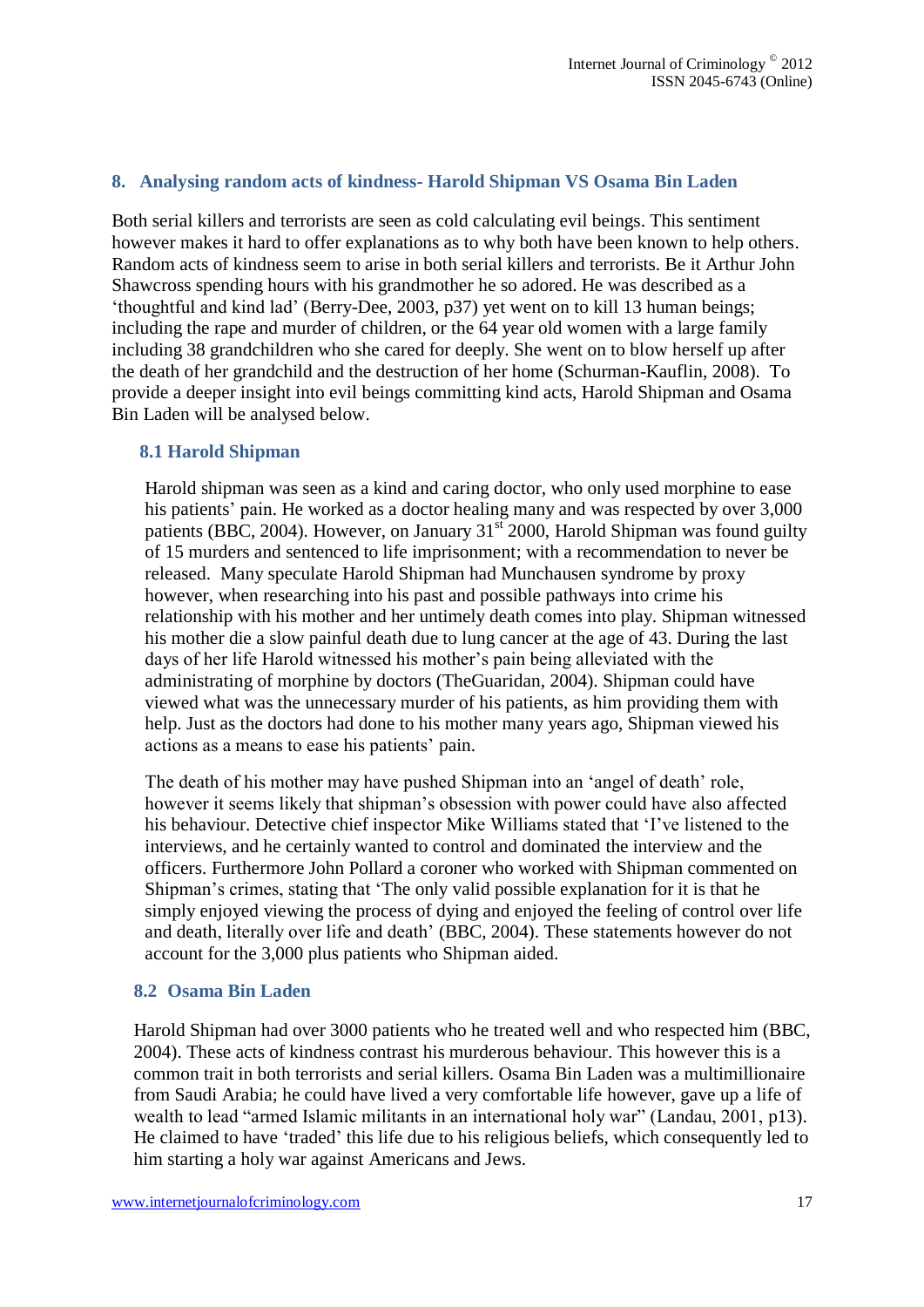## 8. Analysing random acts of kindness- Harold Shipman VS Osama Bin Laden

Both serial killers and terrorists are seen as cold calculating evil beings. This sentiment however makes it hard to offer explanations as to why both have been known to help others. Random acts of kindness seem to arise in both serial killers and terrorists. Be it Arthur John Shawcross spending hours with his grandmother he so adored. He was described as a 'thoughtful and kind lad' (Berry-Dee, 2003, p37) yet went on to kill 13 human beings; including the rape and murder of children, or the 64 year old women with a large family including 38 grandchildren who she cared for deeply. She went on to blow herself up after the death of her grandchild and the destruction of her home (Schurman-Kauflin, 2008). To provide a deeper insight into evil beings committing kind acts, Harold Shipman and Osama Bin Laden will be analysed below.

### 8.1 Harold Shipman

Harold shipman was seen as a kind and caring doctor, who only used morphine to ease his patients' pain. He worked as a doctor healing many and was respected by over 3,000 patients (BBC, 2004). However, on January 31st 2000, Harold Shipman was found guilty of 15 murders and sentenced to life imprisonment; with a recommendation to never be released. Many speculate Harold Shipman had Munchausen syndrome by proxy however, when researching into his past and possible pathways into crime his relationship with his mother and her untimely death comes into play. Shipman witnessed his mother die a slow painful death due to lung cancer at the age of 43. During the last days of her life Harold witnessed his mother's pain being alleviated with the administrating of morphine by doctors (TheGuaridan, 2004). Shipman could have viewed what was the unnecessary murder of his patients, as him providing them with help. Just as the doctors had done to his mother many years ago, Shipman viewed his actions as a means to ease his patients' pain.

The death of his mother may have pushed Shipman into an 'angel of death' role, however it seems likely that shipman's obsession with power could have also affected his behaviour. Detective chief inspector Mike Williams stated that 'I've listened to the interviews, and he certainly wanted to control and dominated the interview and the officers. Furthermore John Pollard a coroner who worked with Shipman commented on Shipman's crimes, stating that 'The only valid possible explanation for it is that he simply enjoyed viewing the process of dying and enjoyed the feeling of control over life and death, literally over life and death' (BBC, 2004). These statements however do not account for the 3,000 plus patients who Shipman aided.

### 8.2 Osama Bin Laden

Harold Shipman had over 3000 patients who he treated well and who respected him (BBC, 2004). These acts of kindness contrast his murderous behaviour. This however this is a common trait in both terrorists and serial killers. Osama Bin Laden was a multimillionaire from Saudi Arabia; he could have lived a very comfortable life however, gave up a life of wealth to lead "armed Islamic militants in an international holy war" (Landau, 2001, p13). He claimed to have 'traded' this life due to his religious beliefs, which consequently led to him starting a holy war against Americans and Jews.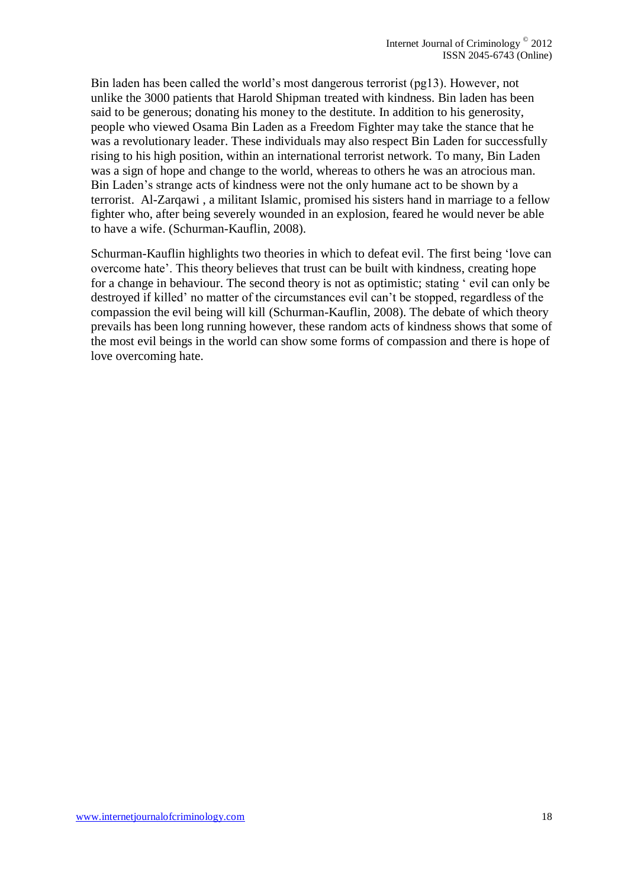Bin laden has been called the world's most dangerous terrorist (pg13). However, not unlike the 3000 patients that Harold Shipman treated with kindness. Bin laden has been said to be generous; donating his money to the destitute. In addition to his generosity, people who viewed Osama Bin Laden as a Freedom Fighter may take the stance that he was a revolutionary leader. These individuals may also respect Bin Laden for successfully rising to his high position, within an international terrorist network. To many, Bin Laden was a sign of hope and change to the world, whereas to others he was an atrocious man. Bin Laden's strange acts of kindness were not the only humane act to be shown by a terrorist.  Al-Zarqawi , a militant Islamic, promised his sisters hand in marriage to a fellow fighter who, after being severely wounded in an explosion, feared he would never be able to have a wife. (Schurman-Kauflin, 2008).

Schurman-Kauflin highlights two theories in which to defeat evil. The first being 'love can overcome hate'. This theory believes that trust can be built with kindness, creating hope for a change in behaviour. The second theory is not as optimistic; stating ' evil can only be destroyed if killed' no matter of the circumstances evil can't be stopped, regardless of the compassion the evil being will kill (Schurman-Kauflin, 2008). The debate of which theory prevails has been long running however, these random acts of kindness shows that some of the most evil beings in the world can show some forms of compassion and there is hope of love overcoming hate.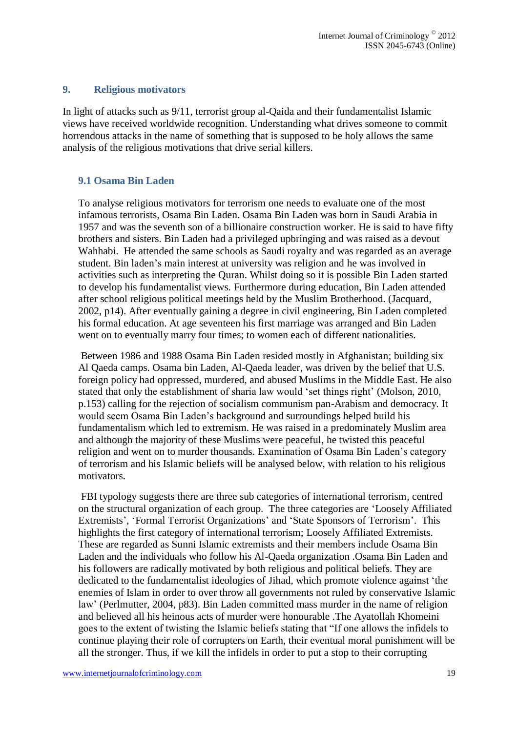## 9. Religious motivators

In light of attacks such as 9/11, terrorist group al-Qaida and their fundamentalist Islamic views have received worldwide recognition. Understanding what drives someone to commit horrendous attacks in the name of something that is supposed to be holy allows the same analysis of the religious motivations that drive serial killers.

### 9.1 Osama Bin Laden

To analyse religious motivators for terrorism one needs to evaluate one of the most infamous terrorists, Osama Bin Laden. Osama Bin Laden was born in Saudi Arabia in 1957 and was the seventh son of a billionaire construction worker. He is said to have fifty brothers and sisters. Bin Laden had a privileged upbringing and was raised as a devout Wahhabi. He attended the same schools as Saudi royalty and was regarded as an average student. Bin laden's main interest at university was religion and he was involved in activities such as interpreting the Quran. Whilst doing so it is possible Bin Laden started to develop his fundamentalist views. Furthermore during education, Bin Laden attended after school religious political meetings held by the Muslim Brotherhood. (Jacquard, 2002, p14). After eventually gaining a degree in civil engineering, Bin Laden completed his formal education. At age seventeen his first marriage was arranged and Bin Laden went on to eventually marry four times; to women each of different nationalities.

Between 1986 and 1988 Osama Bin Laden resided mostly in Afghanistan; building six Al Qaeda camps. Osama bin Laden, Al-Qaeda leader, was driven by the belief that U.S. foreign policy had oppressed, murdered, and abused Muslims in the Middle East. He also stated that only the establishment of sharia law would 'set things right' (Molson, 2010, p.153) calling for the rejection of socialism communism pan-Arabism and democracy. It would seem Osama Bin Laden's background and surroundings helped build his fundamentalism which led to extremism. He was raised in a predominately Muslim area and although the majority of these Muslims were peaceful, he twisted this peaceful religion and went on to murder thousands. Examination of Osama Bin Laden's category of terrorism and his Islamic beliefs will be analysed below, with relation to his religious motivators.

FBI typology suggests there are three sub categories of international terrorism, centred on the structural organization of each group. The three categories are 'Loosely Affiliated Extremists', 'Formal Terrorist Organizations' and 'State Sponsors of Terrorism'. This highlights the first category of international terrorism; Loosely Affiliated Extremists. These are regarded as Sunni Islamic extremists and their members include Osama Bin Laden and the individuals who follow his Al-Qaeda organization .Osama Bin Laden and his followers are radically motivated by both religious and political beliefs. They are dedicated to the fundamentalist ideologies of Jihad, which promote violence against 'the enemies of Islam in order to over throw all governments not ruled by conservative Islamic law' (Perlmutter, 2004, p83). Bin Laden committed mass murder in the name of religion and believed all his heinous acts of murder were honourable .The Ayatollah Khomeini goes to the extent of twisting the Islamic beliefs stating that "If one allows the infidels to continue playing their role of corrupters on Earth, their eventual moral punishment will be all the stronger. Thus, if we kill the infidels in order to put a stop to their corrupting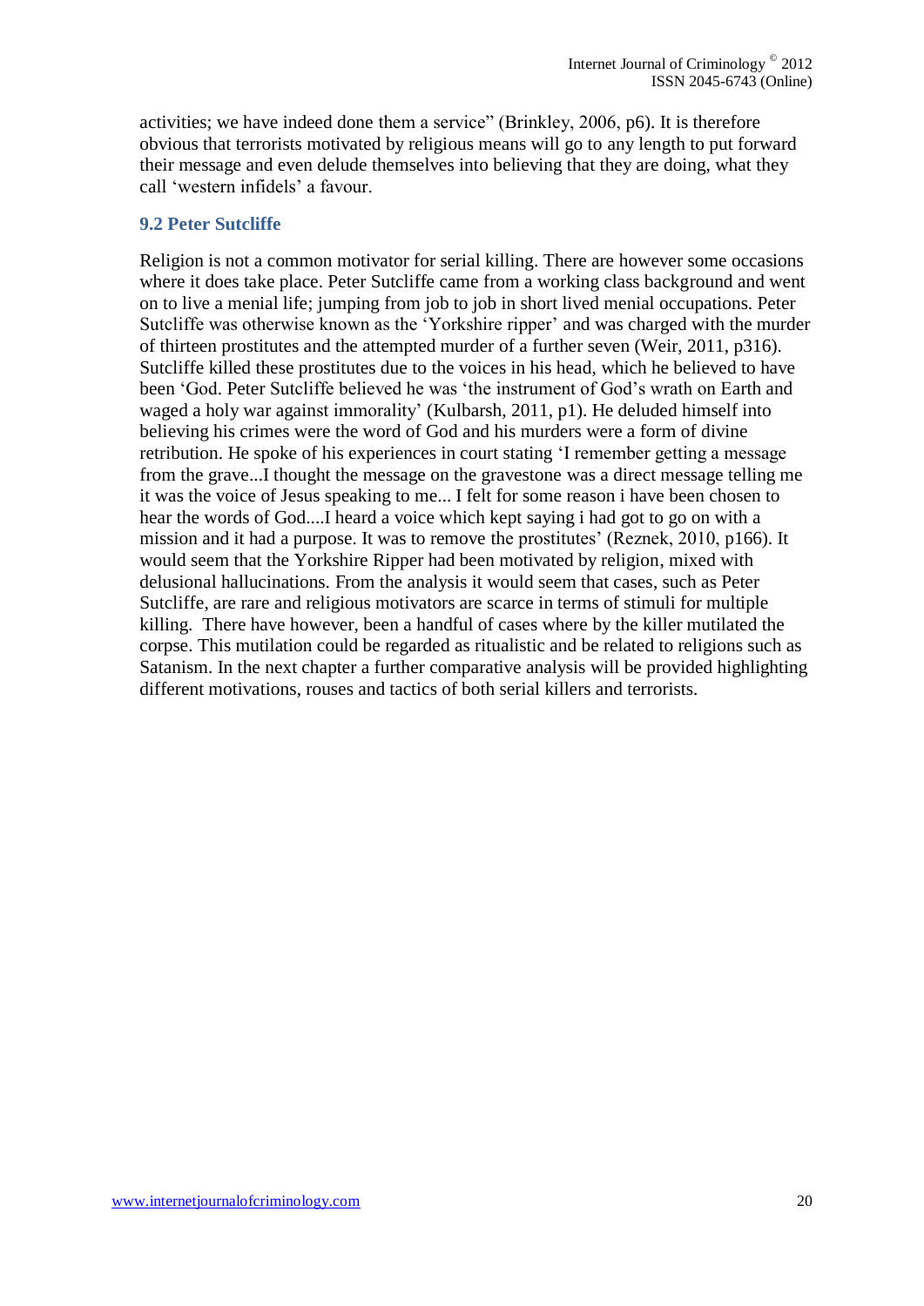activities; we have indeed done them a service" (Brinkley, 2006, p6). It is therefore obvious that terrorists motivated by religious means will go to any length to put forward their message and even delude themselves into believing that they are doing, what they call 'western infidels' a favour.

### 9.2 Peter Sutcliffe

Religion is not a common motivator for serial killing. There are however some occasions where it does take place. Peter Sutcliffe came from a working class background and went on to live a menial life; jumping from job to job in short lived menial occupations. Peter Sutcliffe was otherwise known as the 'Yorkshire ripper' and was charged with the murder of thirteen prostitutes and the attempted murder of a further seven (Weir, 2011, p316). Sutcliffe killed these prostitutes due to the voices in his head, which he believed to have been 'God. Peter Sutcliffe believed he was 'the instrument of God's wrath on Earth and waged a holy war against immorality' (Kulbarsh, 2011, p1). He deluded himself into believing his crimes were the word of God and his murders were a form of divine retribution. He spoke of his experiences in court stating 'I remember getting a message from the grave...I thought the message on the gravestone was a direct message telling me it was the voice of Jesus speaking to me... I felt for some reason i have been chosen to hear the words of God....I heard a voice which kept saying i had got to go on with a mission and it had a purpose. It was to remove the prostitutes' (Reznek, 2010, p166). It would seem that the Yorkshire Ripper had been motivated by religion, mixed with delusional hallucinations. From the analysis it would seem that cases, such as Peter Sutcliffe, are rare and religious motivators are scarce in terms of stimuli for multiple killing. There have however, been a handful of cases where by the killer mutilated the corpse. This mutilation could be regarded as ritualistic and be related to religions such as Satanism. In the next chapter a further comparative analysis will be provided highlighting different motivations, rouses and tactics of both serial killers and terrorists.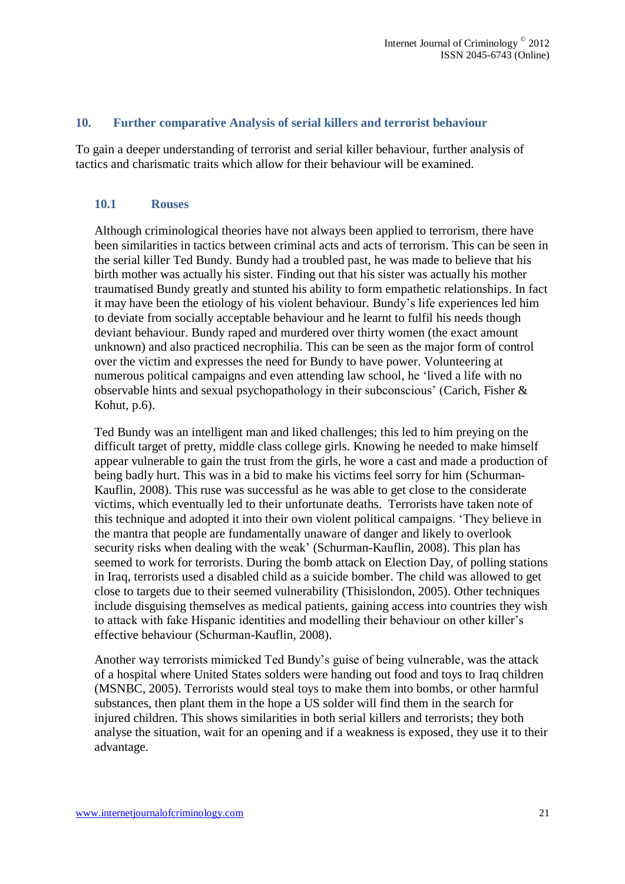## 10. Further comparative Analysis of serial killers and terrorist behaviour

To gain a deeper understanding of terrorist and serial killer behaviour, further analysis of tactics and charismatic traits which allow for their behaviour will be examined.

### 10.1 Rouses

Although criminological theories have not always been applied to terrorism, there have been similarities in tactics between criminal acts and acts of terrorism. This can be seen in the serial killer Ted Bundy. Bundy had a troubled past, he was made to believe that his birth mother was actually his sister. Finding out that his sister was actually his mother traumatised Bundy greatly and stunted his ability to form empathetic relationships. In fact it may have been the etiology of his violent behaviour. Bundy's life experiences led him to deviate from socially acceptable behaviour and he learnt to fulfil his needs though deviant behaviour. Bundy raped and murdered over thirty women (the exact amount unknown) and also practiced necrophilia. This can be seen as the major form of control over the victim and expresses the need for Bundy to have power. Volunteering at numerous political campaigns and even attending law school, he 'lived a life with no observable hints and sexual psychopathology in their subconscious' (Carich, Fisher & Kohut, p.6).

Ted Bundy was an intelligent man and liked challenges; this led to him preying on the difficult target of pretty, middle class college girls. Knowing he needed to make himself appear vulnerable to gain the trust from the girls, he wore a cast and made a production of being badly hurt. This was in a bid to make his victims feel sorry for him (Schurman-Kauflin, 2008). This ruse was successful as he was able to get close to the considerate victims, which eventually led to their unfortunate deaths. Terrorists have taken note of this technique and adopted it into their own violent political campaigns. 'They believe in the mantra that people are fundamentally unaware of danger and likely to overlook security risks when dealing with the weak' (Schurman-Kauflin, 2008). This plan has seemed to work for terrorists. During the bomb attack on Election Day, of polling stations in Iraq, terrorists used a disabled child as a suicide bomber. The child was allowed to get close to targets due to their seemed vulnerability (Thisislondon, 2005). Other techniques include disguising themselves as medical patients, gaining access into countries they wish to attack with fake Hispanic identities and modelling their behaviour on other killer's effective behaviour (Schurman-Kauflin, 2008).

Another way terrorists mimicked Ted Bundy's guise of being vulnerable, was the attack of a hospital where United States solders were handing out food and toys to Iraq children (MSNBC, 2005). Terrorists would steal toys to make them into bombs, or other harmful substances, then plant them in the hope a US solder will find them in the search for injured children. This shows similarities in both serial killers and terrorists; they both analyse the situation, wait for an opening and if a weakness is exposed, they use it to their advantage.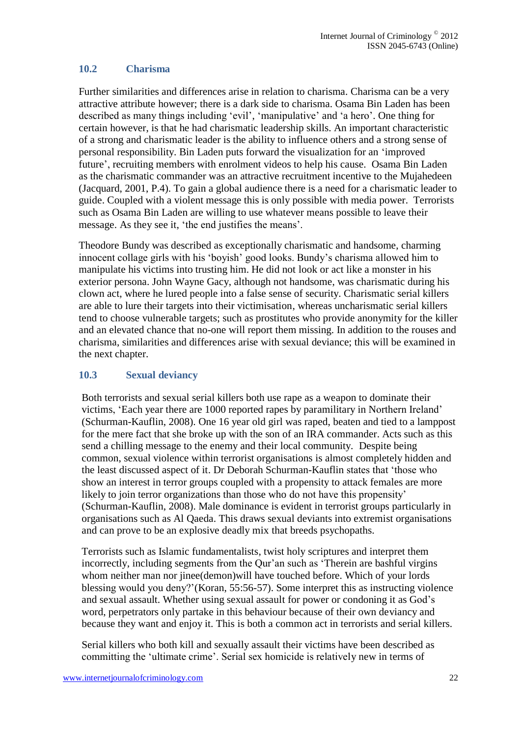### 10.2 Charisma

Further similarities and differences arise in relation to charisma. Charisma can be a very attractive attribute however; there is a dark side to charisma. Osama Bin Laden has been described as many things including 'evil', 'manipulative' and 'a hero'. One thing for certain however, is that he had charismatic leadership skills. An important characteristic of a strong and charismatic leader is the ability to influence others and a strong sense of personal responsibility. Bin Laden puts forward the visualization for an 'improved future', recruiting members with enrolment videos to help his cause. Osama Bin Laden as the charismatic commander was an attractive recruitment incentive to the Mujahedeen (Jacquard, 2001, P.4). To gain a global audience there is a need for a charismatic leader to guide. Coupled with a violent message this is only possible with media power. Terrorists such as Osama Bin Laden are willing to use whatever means possible to leave their message. As they see it, 'the end justifies the means'.

Theodore Bundy was described as exceptionally charismatic and handsome, charming innocent collage girls with his 'boyish' good looks. Bundy's charisma allowed him to manipulate his victims into trusting him. He did not look or act like a monster in his exterior persona. John Wayne Gacy, although not handsome, was charismatic during his clown act, where he lured people into a false sense of security. Charismatic serial killers are able to lure their targets into their victimisation, whereas uncharismatic serial killers tend to choose vulnerable targets; such as prostitutes who provide anonymity for the killer and an elevated chance that no-one will report them missing. In addition to the rouses and charisma, similarities and differences arise with sexual deviance; this will be examined in the next chapter.

### 10.3 Sexual deviancy

Both terrorists and sexual serial killers both use rape as a weapon to dominate their victims, 'Each year there are 1000 reported rapes by paramilitary in Northern Ireland' (Schurman-Kauflin, 2008). One 16 year old girl was raped, beaten and tied to a lamppost for the mere fact that she broke up with the son of an IRA commander. Acts such as this send a chilling message to the enemy and their local community. Despite being common, sexual violence within terrorist organisations is almost completely hidden and the least discussed aspect of it. Dr Deborah Schurman-Kauflin states that 'those who show an interest in terror groups coupled with a propensity to attack females are more likely to join terror organizations than those who do not have this propensity' (Schurman-Kauflin, 2008). Male dominance is evident in terrorist groups particularly in organisations such as Al Qaeda. This draws sexual deviants into extremist organisations and can prove to be an explosive deadly mix that breeds psychopaths.

Terrorists such as Islamic fundamentalists, twist holy scriptures and interpret them incorrectly, including segments from the Qur'an such as 'Therein are bashful virgins whom neither man nor jinee(demon)will have touched before. Which of your lords blessing would you deny?'(Koran, 55:56-57). Some interpret this as instructing violence and sexual assault. Whether using sexual assault for power or condoning it as God's word, perpetrators only partake in this behaviour because of their own deviancy and because they want and enjoy it. This is both a common act in terrorists and serial killers.

Serial killers who both kill and sexually assault their victims have been described as committing the 'ultimate crime'. Serial sex homicide is relatively new in terms of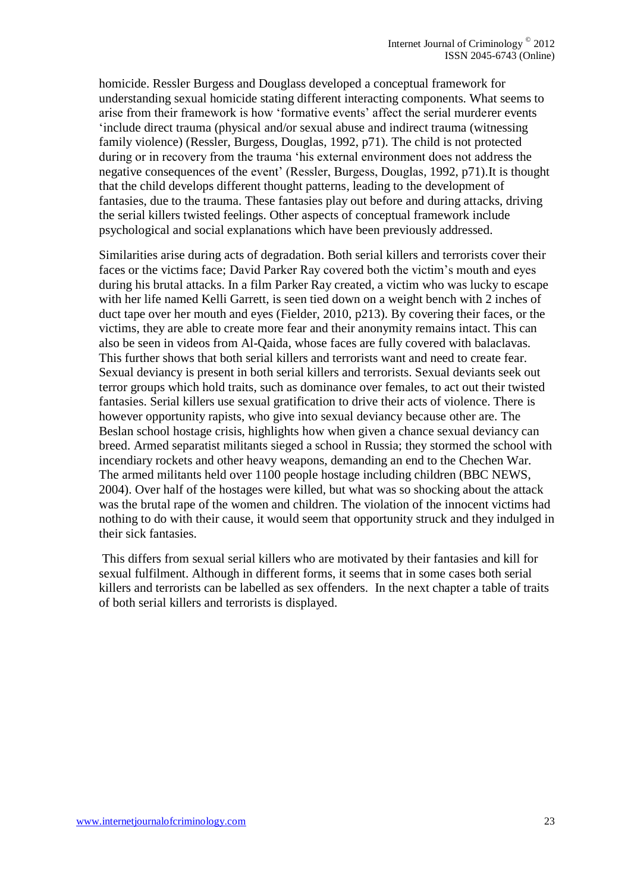homicide. Ressler Burgess and Douglass developed a conceptual framework for understanding sexual homicide stating different interacting components. What seems to arise from their framework is how 'formative events' affect the serial murderer events 'include direct trauma (physical and/or sexual abuse and indirect trauma (witnessing family violence) (Ressler, Burgess, Douglas, 1992, p71). The child is not protected during or in recovery from the trauma 'his external environment does not address the negative consequences of the event' (Ressler, Burgess, Douglas, 1992, p71).It is thought that the child develops different thought patterns, leading to the development of fantasies, due to the trauma. These fantasies play out before and during attacks, driving the serial killers twisted feelings. Other aspects of conceptual framework include psychological and social explanations which have been previously addressed.

Similarities arise during acts of degradation. Both serial killers and terrorists cover their faces or the victims face; David Parker Ray covered both the victim's mouth and eyes during his brutal attacks. In a film Parker Ray created, a victim who was lucky to escape with her life named Kelli Garrett, is seen tied down on a weight bench with 2 inches of duct tape over her mouth and eyes (Fielder, 2010, p213). By covering their faces, or the victims, they are able to create more fear and their anonymity remains intact. This can also be seen in videos from Al-Qaida, whose faces are fully covered with balaclavas. This further shows that both serial killers and terrorists want and need to create fear. Sexual deviancy is present in both serial killers and terrorists. Sexual deviants seek out terror groups which hold traits, such as dominance over females, to act out their twisted fantasies. Serial killers use sexual gratification to drive their acts of violence. There is however opportunity rapists, who give into sexual deviancy because other are. The Beslan school hostage crisis, highlights how when given a chance sexual deviancy can breed. Armed separatist militants sieged a school in Russia; they stormed the school with incendiary rockets and other heavy weapons, demanding an end to the Chechen War. The armed militants held over 1100 people hostage including children (BBC NEWS, 2004). Over half of the hostages were killed, but what was so shocking about the attack was the brutal rape of the women and children. The violation of the innocent victims had nothing to do with their cause, it would seem that opportunity struck and they indulged in their sick fantasies.

This differs from sexual serial killers who are motivated by their fantasies and kill for sexual fulfilment. Although in different forms, it seems that in some cases both serial killers and terrorists can be labelled as sex offenders. In the next chapter a table of traits of both serial killers and terrorists is displayed.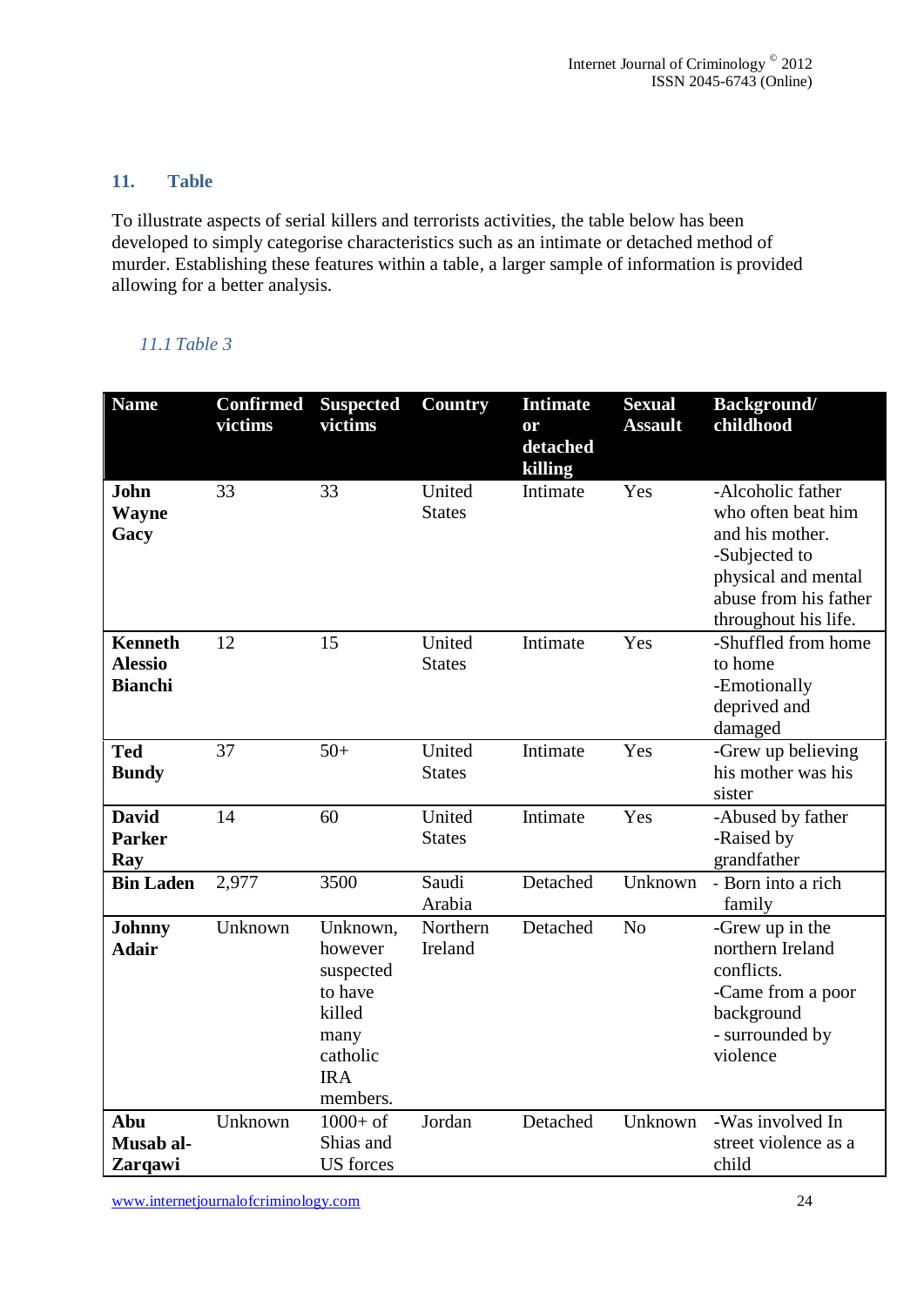## 11. Table

To illustrate aspects of serial killers and terrorists activities, the table below has been developed to simply categorise characteristics such as an intimate or detached method of murder. Establishing these features within a table, a larger sample of information is provided allowing for a better analysis.

### *11.1 Table 3*

| Name | Confirmed victims | Suspected victims | Country | Intimate or detached killing | Sexual Assault | Background/ childhood |
|---|---|---|---|---|---|---|
| **John Wayne Gacy** | 33 | 33 | United States | Intimate | Yes | -Alcoholic father who often beat him and his mother. -Subjected to physical and mental abuse from his father throughout his life. |
| **Kenneth Alessio Bianchi** | 12 | 15 | United States | Intimate | Yes | -Shuffled from home to home -Emotionally deprived and damaged |
| **Ted Bundy** | 37 | 50+ | United States | Intimate | Yes | -Grew up believing his mother was his sister |
| **David Parker Ray** | 14 | 60 | United States | Intimate | Yes | -Abused by father -Raised by grandfather |
| **Bin Laden** | 2,977 | 3500 | Saudi Arabia | Detached | Unknown | - Born into a rich family |
| **Johnny Adair** | Unknown | Unknown, however suspected to have killed many catholic IRA members. | Northern Ireland | Detached | No | -Grew up in the northern Ireland conflicts. -Came from a poor background - surrounded by violence |
| **Abu Musab al-Zarqawi** | Unknown | 1000+ of Shias and US forces | Jordan | Detached | Unknown | -Was involved In street violence as a child |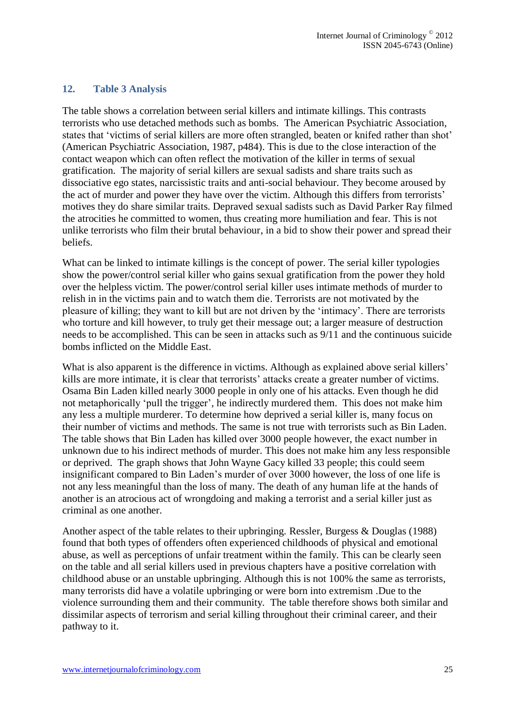## 12. Table 3 Analysis

The table shows a correlation between serial killers and intimate killings. This contrasts terrorists who use detached methods such as bombs. The American Psychiatric Association, states that 'victims of serial killers are more often strangled, beaten or knifed rather than shot' (American Psychiatric Association, 1987, p484). This is due to the close interaction of the contact weapon which can often reflect the motivation of the killer in terms of sexual gratification. The majority of serial killers are sexual sadists and share traits such as dissociative ego states, narcissistic traits and anti-social behaviour. They become aroused by the act of murder and power they have over the victim. Although this differs from terrorists' motives they do share similar traits. Depraved sexual sadists such as David Parker Ray filmed the atrocities he committed to women, thus creating more humiliation and fear. This is not unlike terrorists who film their brutal behaviour, in a bid to show their power and spread their beliefs.

What can be linked to intimate killings is the concept of power. The serial killer typologies show the power/control serial killer who gains sexual gratification from the power they hold over the helpless victim. The power/control serial killer uses intimate methods of murder to relish in in the victims pain and to watch them die. Terrorists are not motivated by the pleasure of killing; they want to kill but are not driven by the 'intimacy'. There are terrorists who torture and kill however, to truly get their message out; a larger measure of destruction needs to be accomplished. This can be seen in attacks such as 9/11 and the continuous suicide bombs inflicted on the Middle East.

What is also apparent is the difference in victims. Although as explained above serial killers' kills are more intimate, it is clear that terrorists' attacks create a greater number of victims. Osama Bin Laden killed nearly 3000 people in only one of his attacks. Even though he did not metaphorically 'pull the trigger', he indirectly murdered them. This does not make him any less a multiple murderer. To determine how deprived a serial killer is, many focus on their number of victims and methods. The same is not true with terrorists such as Bin Laden. The table shows that Bin Laden has killed over 3000 people however, the exact number in unknown due to his indirect methods of murder. This does not make him any less responsible or deprived. The graph shows that John Wayne Gacy killed 33 people; this could seem insignificant compared to Bin Laden's murder of over 3000 however, the loss of one life is not any less meaningful than the loss of many. The death of any human life at the hands of another is an atrocious act of wrongdoing and making a terrorist and a serial killer just as criminal as one another.

Another aspect of the table relates to their upbringing. Ressler, Burgess & Douglas (1988) found that both types of offenders often experienced childhoods of physical and emotional abuse, as well as perceptions of unfair treatment within the family. This can be clearly seen on the table and all serial killers used in previous chapters have a positive correlation with childhood abuse or an unstable upbringing. Although this is not 100% the same as terrorists, many terrorists did have a volatile upbringing or were born into extremism .Due to the violence surrounding them and their community. The table therefore shows both similar and dissimilar aspects of terrorism and serial killing throughout their criminal career, and their pathway to it.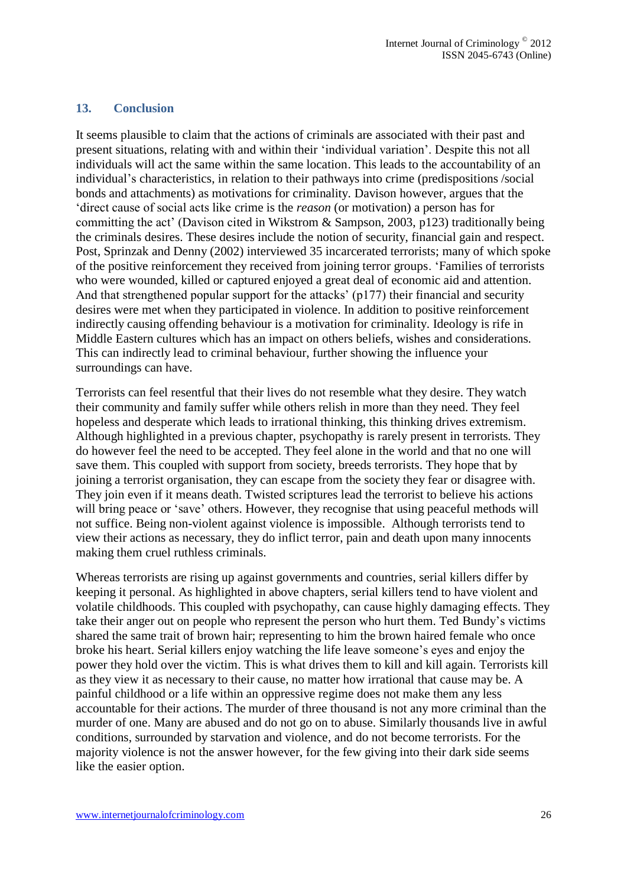## 13. Conclusion

It seems plausible to claim that the actions of criminals are associated with their past and present situations, relating with and within their 'individual variation'. Despite this not all individuals will act the same within the same location. This leads to the accountability of an individual's characteristics, in relation to their pathways into crime (predispositions /social bonds and attachments) as motivations for criminality. Davison however, argues that the 'direct cause of social acts like crime is the *reason* (or motivation) a person has for committing the act' (Davison cited in Wikstrom & Sampson, 2003, p123) traditionally being the criminals desires. These desires include the notion of security, financial gain and respect. Post, Sprinzak and Denny (2002) interviewed 35 incarcerated terrorists; many of which spoke of the positive reinforcement they received from joining terror groups. 'Families of terrorists who were wounded, killed or captured enjoyed a great deal of economic aid and attention. And that strengthened popular support for the attacks' (p177) their financial and security desires were met when they participated in violence. In addition to positive reinforcement indirectly causing offending behaviour is a motivation for criminality. Ideology is rife in Middle Eastern cultures which has an impact on others beliefs, wishes and considerations. This can indirectly lead to criminal behaviour, further showing the influence your surroundings can have.

Terrorists can feel resentful that their lives do not resemble what they desire. They watch their community and family suffer while others relish in more than they need. They feel hopeless and desperate which leads to irrational thinking, this thinking drives extremism. Although highlighted in a previous chapter, psychopathy is rarely present in terrorists. They do however feel the need to be accepted. They feel alone in the world and that no one will save them. This coupled with support from society, breeds terrorists. They hope that by joining a terrorist organisation, they can escape from the society they fear or disagree with. They join even if it means death. Twisted scriptures lead the terrorist to believe his actions will bring peace or 'save' others. However, they recognise that using peaceful methods will not suffice. Being non-violent against violence is impossible. Although terrorists tend to view their actions as necessary, they do inflict terror, pain and death upon many innocents making them cruel ruthless criminals.

Whereas terrorists are rising up against governments and countries, serial killers differ by keeping it personal. As highlighted in above chapters, serial killers tend to have violent and volatile childhoods. This coupled with psychopathy, can cause highly damaging effects. They take their anger out on people who represent the person who hurt them. Ted Bundy's victims shared the same trait of brown hair; representing to him the brown haired female who once broke his heart. Serial killers enjoy watching the life leave someone's eyes and enjoy the power they hold over the victim. This is what drives them to kill and kill again. Terrorists kill as they view it as necessary to their cause, no matter how irrational that cause may be. A painful childhood or a life within an oppressive regime does not make them any less accountable for their actions. The murder of three thousand is not any more criminal than the murder of one. Many are abused and do not go on to abuse. Similarly thousands live in awful conditions, surrounded by starvation and violence, and do not become terrorists. For the majority violence is not the answer however, for the few giving into their dark side seems like the easier option.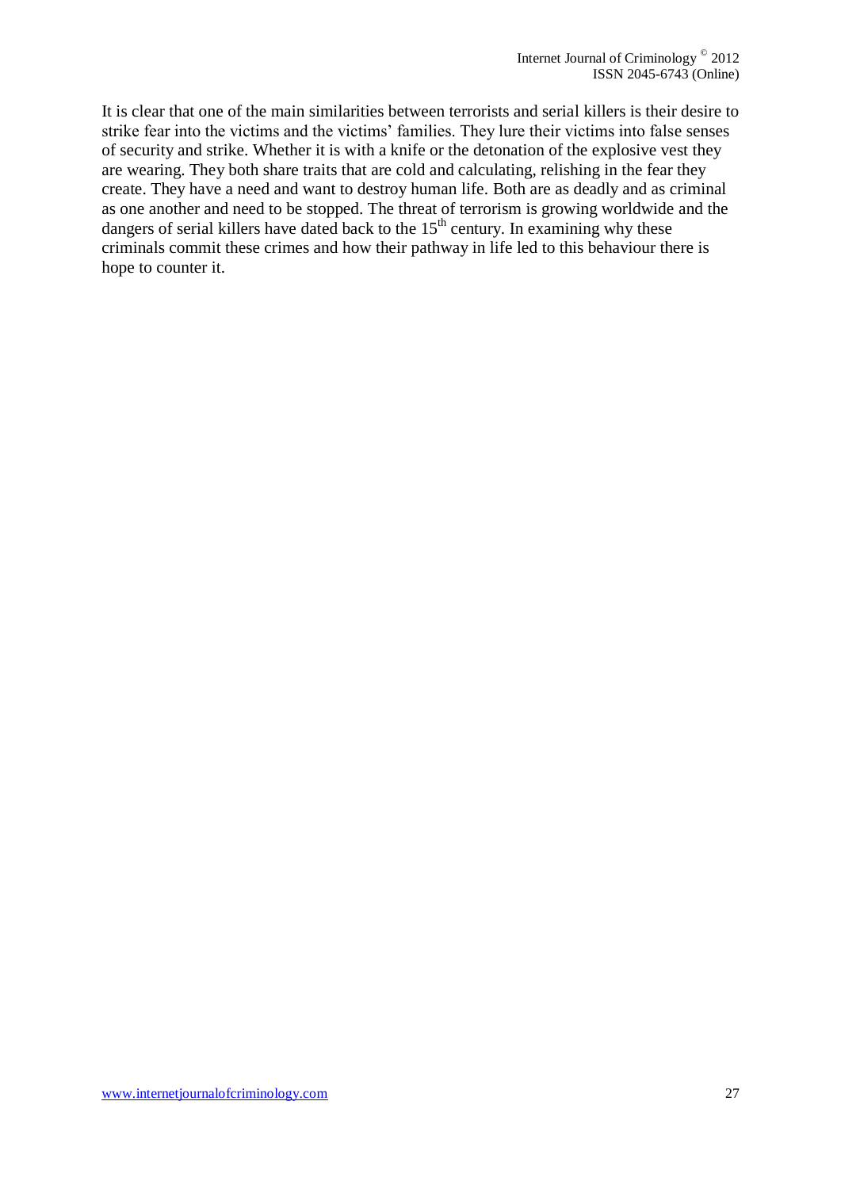It is clear that one of the main similarities between terrorists and serial killers is their desire to strike fear into the victims and the victims' families. They lure their victims into false senses of security and strike. Whether it is with a knife or the detonation of the explosive vest they are wearing. They both share traits that are cold and calculating, relishing in the fear they create. They have a need and want to destroy human life. Both are as deadly and as criminal as one another and need to be stopped. The threat of terrorism is growing worldwide and the dangers of serial killers have dated back to the 15th century. In examining why these criminals commit these crimes and how their pathway in life led to this behaviour there is hope to counter it.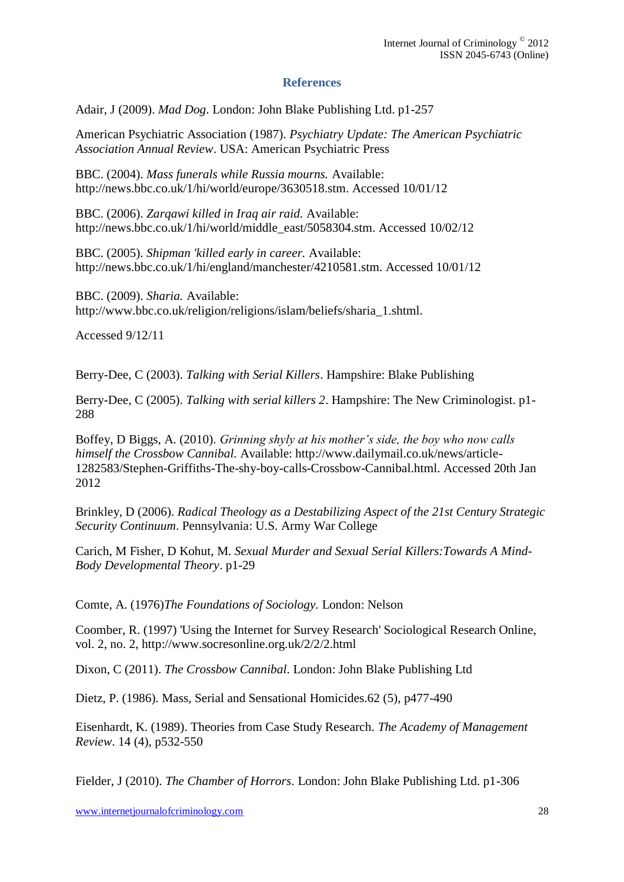## References

Adair, J (2009). *Mad Dog*. London: John Blake Publishing Ltd. p1-257

American Psychiatric Association (1987). *Psychiatry Update: The American Psychiatric Association Annual Review*. USA: American Psychiatric Press

BBC. (2004). *Mass funerals while Russia mourns.* Available: http://news.bbc.co.uk/1/hi/world/europe/3630518.stm. Accessed 10/01/12

BBC. (2006). *Zarqawi killed in Iraq air raid.* Available: http://news.bbc.co.uk/1/hi/world/middle_east/5058304.stm. Accessed 10/02/12

BBC. (2005). *Shipman 'killed early in career.* Available: http://news.bbc.co.uk/1/hi/england/manchester/4210581.stm. Accessed 10/01/12

BBC. (2009). *Sharia.* Available: http://www.bbc.co.uk/religion/religions/islam/beliefs/sharia_1.shtml.

Accessed 9/12/11

Berry-Dee, C (2003). *Talking with Serial Killers*. Hampshire: Blake Publishing

Berry-Dee, C (2005). *Talking with serial killers 2*. Hampshire: The New Criminologist. p1-288

Boffey, D Biggs, A. (2010). *Grinning shyly at his mother's side, the boy who now calls himself the Crossbow Cannibal.* Available: http://www.dailymail.co.uk/news/article-1282583/Stephen-Griffiths-The-shy-boy-calls-Crossbow-Cannibal.html. Accessed 20th Jan 2012

Brinkley, D (2006). *Radical Theology as a Destabilizing Aspect of the 21st Century Strategic Security Continuum*. Pennsylvania: U.S. Army War College

Carich, M Fisher, D Kohut, M. *Sexual Murder and Sexual Serial Killers:Towards A Mind-Body Developmental Theory*. p1-29

Comte, A. (1976)*The Foundations of Sociology.* London: Nelson

Coomber, R. (1997) 'Using the Internet for Survey Research' Sociological Research Online, vol. 2, no. 2, http://www.socresonline.org.uk/2/2/2.html

Dixon, C (2011). *The Crossbow Cannibal*. London: John Blake Publishing Ltd

Dietz, P. (1986). Mass, Serial and Sensational Homicides.62 (5), p477-490

Eisenhardt, K. (1989). Theories from Case Study Research. *The Academy of Management Review*. 14 (4), p532-550

Fielder, J (2010). *The Chamber of Horrors*. London: John Blake Publishing Ltd. p1-306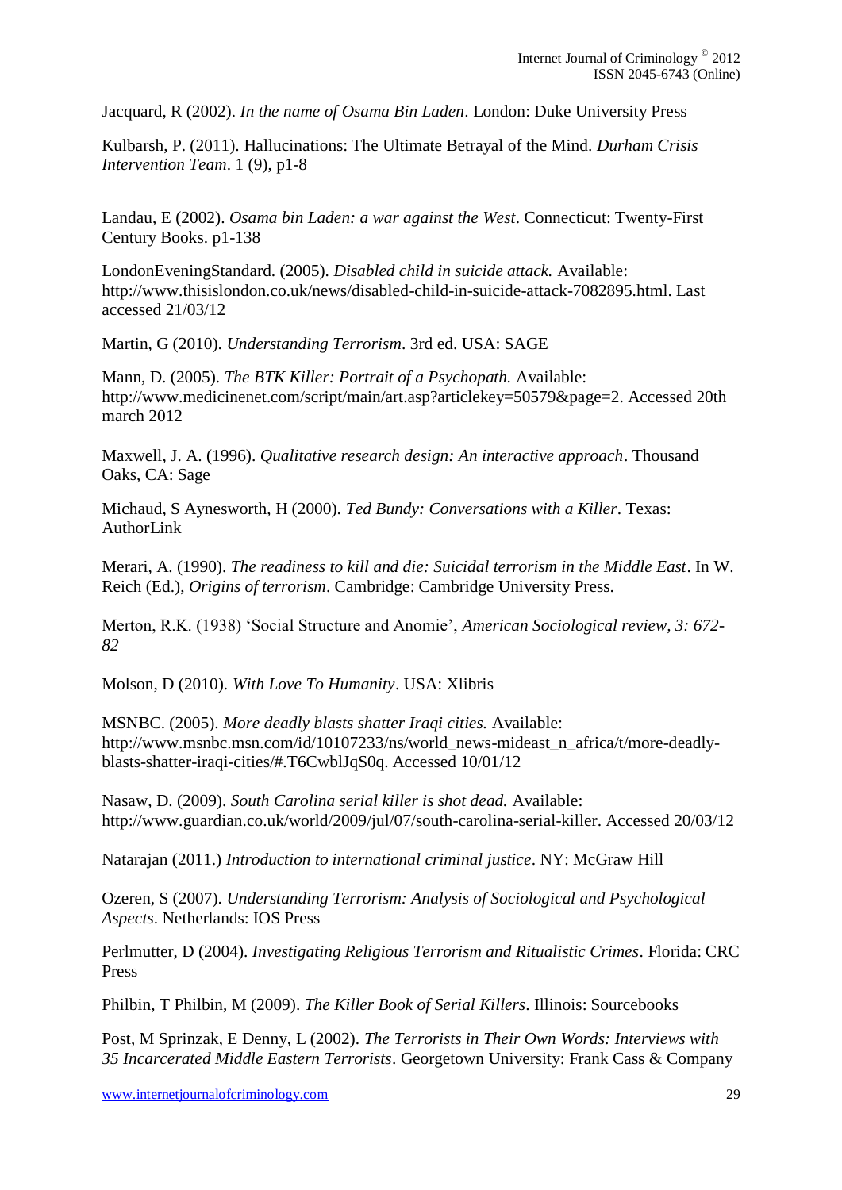Jacquard, R (2002). *In the name of Osama Bin Laden*. London: Duke University Press

Kulbarsh, P. (2011). Hallucinations: The Ultimate Betrayal of the Mind. *Durham Crisis Intervention Team*. 1 (9), p1-8

Landau, E (2002). *Osama bin Laden: a war against the West*. Connecticut: Twenty-First Century Books. p1-138

LondonEveningStandard. (2005). *Disabled child in suicide attack.* Available: http://www.thislondon.co.uk/news/disabled-child-in-suicide-attack-7082895.html. Last accessed 21/03/12

Martin, G (2010). *Understanding Terrorism*. 3rd ed. USA: SAGE

Mann, D. (2005). *The BTK Killer: Portrait of a Psychopath.* Available: http://www.medicinenet.com/script/main/art.asp?articlekey=50579&page=2. Accessed 20th march 2012

Maxwell, J. A. (1996). *Qualitative research design: An interactive approach*. Thousand Oaks, CA: Sage

Michaud, S Aynesworth, H (2000). *Ted Bundy: Conversations with a Killer*. Texas: AuthorLink

Merari, A. (1990). *The readiness to kill and die: Suicidal terrorism in the Middle East*. In W. Reich (Ed.), *Origins of terrorism*. Cambridge: Cambridge University Press.

Merton, R.K. (1938) 'Social Structure and Anomie', *American Sociological review, 3: 672-82*

Molson, D (2010). *With Love To Humanity*. USA: Xlibris

MSNBC. (2005). *More deadly blasts shatter Iraqi cities.* Available: http://www.msnbc.msn.com/id/10107233/ns/world_news-mideast_n_africa/t/more-deadly-blasts-shatter-iraqi-cities/#.T6CwblJqS0q. Accessed 10/01/12

Nasaw, D. (2009). *South Carolina serial killer is shot dead.* Available: http://www.guardian.co.uk/world/2009/jul/07/south-carolina-serial-killer. Accessed 20/03/12

Natarajan (2011.) *Introduction to international criminal justice*. NY: McGraw Hill

Ozeren, S (2007). *Understanding Terrorism: Analysis of Sociological and Psychological Aspects*. Netherlands: IOS Press

Perlmutter, D (2004). *Investigating Religious Terrorism and Ritualistic Crimes*. Florida: CRC Press

Philbin, T Philbin, M (2009). *The Killer Book of Serial Killers*. Illinois: Sourcebooks

Post, M Sprinzak, E Denny, L (2002). *The Terrorists in Their Own Words: Interviews with 35 Incarcerated Middle Eastern Terrorists*. Georgetown University: Frank Cass & Company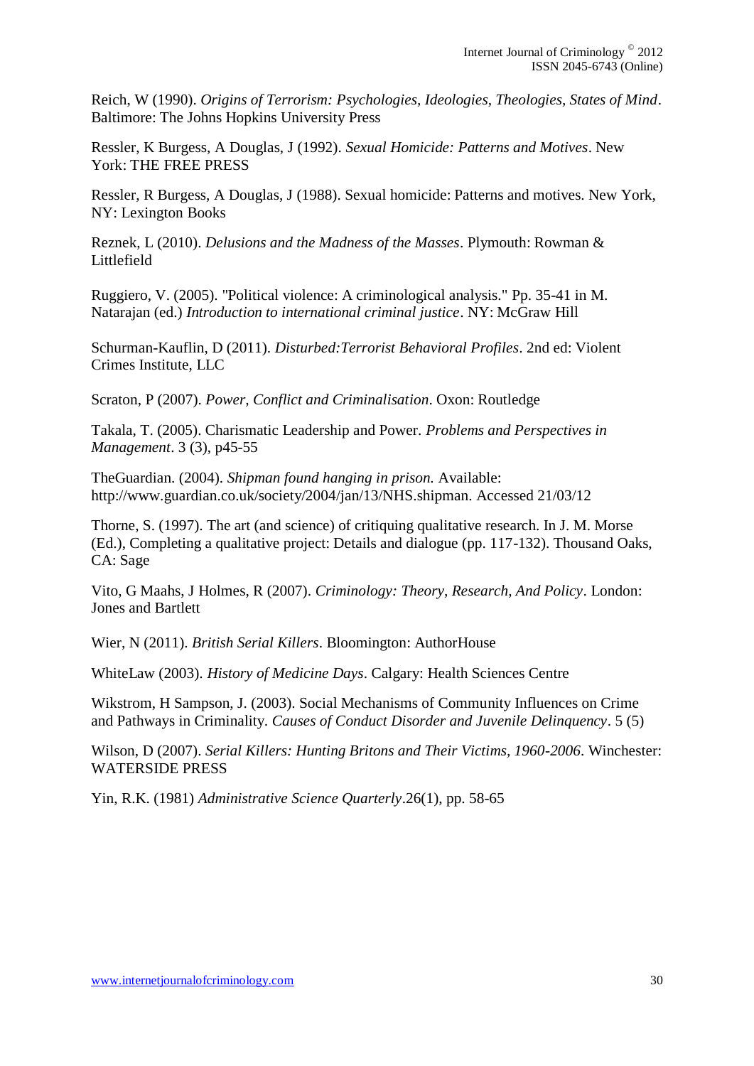Reich, W (1990). *Origins of Terrorism: Psychologies, Ideologies, Theologies, States of Mind*. Baltimore: The Johns Hopkins University Press

Ressler, K Burgess, A Douglas, J (1992). *Sexual Homicide: Patterns and Motives*. New York: THE FREE PRESS

Ressler, R Burgess, A Douglas, J (1988). Sexual homicide: Patterns and motives. New York, NY: Lexington Books

Reznek, L (2010). *Delusions and the Madness of the Masses*. Plymouth: Rowman & Littlefield

Ruggiero, V. (2005). "Political violence: A criminological analysis." Pp. 35-41 in M. Natarajan (ed.) *Introduction to international criminal justice*. NY: McGraw Hill

Schurman-Kauflin, D (2011). *Disturbed:Terrorist Behavioral Profiles*. 2nd ed: Violent Crimes Institute, LLC

Scraton, P (2007). *Power, Conflict and Criminalisation*. Oxon: Routledge

Takala, T. (2005). Charismatic Leadership and Power. *Problems and Perspectives in Management*. 3 (3), p45-55

TheGuardian. (2004). *Shipman found hanging in prison.* Available: http://www.guardian.co.uk/society/2004/jan/13/NHS.shipman. Accessed 21/03/12

Thorne, S. (1997). The art (and science) of critiquing qualitative research. In J. M. Morse (Ed.), Completing a qualitative project: Details and dialogue (pp. 117-132). Thousand Oaks, CA: Sage

Vito, G Maahs, J Holmes, R (2007). *Criminology: Theory, Research, And Policy*. London: Jones and Bartlett

Wier, N (2011). *British Serial Killers*. Bloomington: AuthorHouse

WhiteLaw (2003). *History of Medicine Days*. Calgary: Health Sciences Centre

Wikstrom, H Sampson, J. (2003). Social Mechanisms of Community Influences on Crime and Pathways in Criminality. *Causes of Conduct Disorder and Juvenile Delinquency*. 5 (5)

Wilson, D (2007). *Serial Killers: Hunting Britons and Their Victims, 1960-2006*. Winchester: WATERSIDE PRESS

Yin, R.K. (1981) *Administrative Science Quarterly*.26(1), pp. 58-65